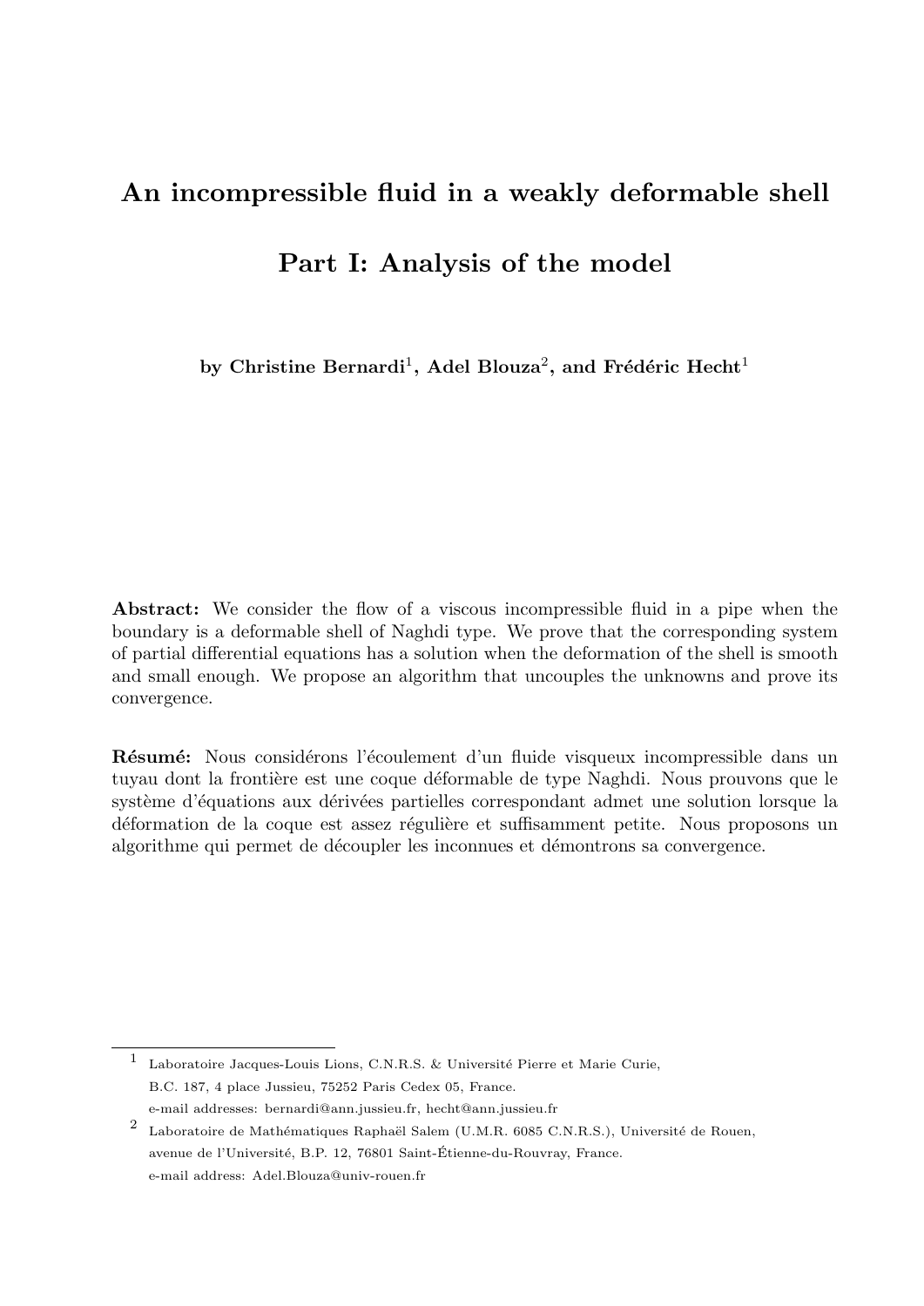# An incompressible fluid in a weakly deformable shell

## Part I: Analysis of the model

**by Christine Bernardi[1], Adel Blouza[2], and Frédéric Hecht[1]**

**Abstract:** We consider the flow of a viscous incompressible fluid in a pipe when the boundary is a deformable shell of Naghdi type. We prove that the corresponding system of partial differential equations has a solution when the deformation of the shell is smooth and small enough. We propose an algorithm that uncouples the unknowns and prove its convergence.

**Résumé:** Nous considérons l'écoulement d'un fluide visqueux incompressible dans un tuyau dont la frontière est une coque déformable de type Naghdi. Nous prouvons que le système d'équations aux dérivées partielles correspondant admet une solution lorsque la déformation de la coque est assez régulière et suffisamment petite. Nous proposons un algorithme qui permet de découpler les inconnues et démontrons sa convergence.

---

[1] Laboratoire Jacques-Louis Lions, C.N.R.S. & Université Pierre et Marie Curie, B.C. 187, 4 place Jussieu, 75252 Paris Cedex 05, France.
e-mail addresses: bernardi@ann.jussieu.fr, hecht@ann.jussieu.fr

[2] Laboratoire de Mathématiques Raphaël Salem (U.M.R. 6085 C.N.R.S.), Université de Rouen, avenue de l'Université, B.P. 12, 76801 Saint-Étienne-du-Rouvray, France.
e-mail address: Adel.Blouza@univ-rouen.fr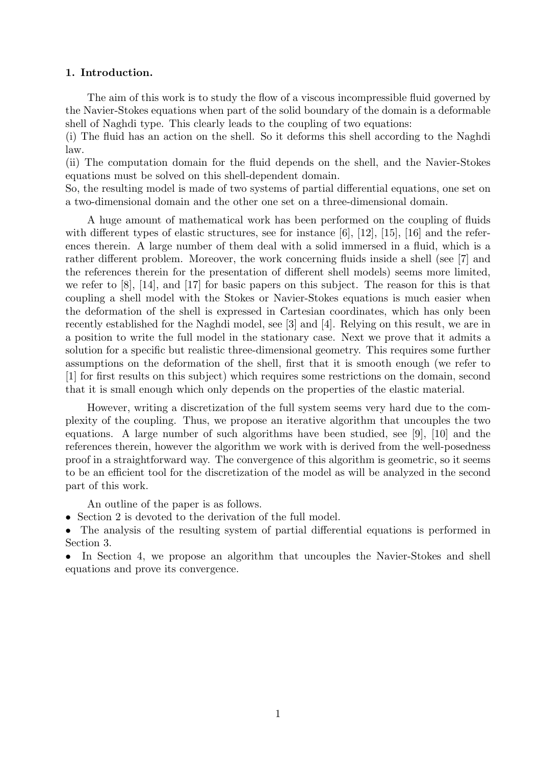## 1. Introduction.

The aim of this work is to study the flow of a viscous incompressible fluid governed by the Navier-Stokes equations when part of the solid boundary of the domain is a deformable shell of Naghdi type. This clearly leads to the coupling of two equations:
(i) The fluid has an action on the shell. So it deforms this shell according to the Naghdi law.
(ii) The computation domain for the fluid depends on the shell, and the Navier-Stokes equations must be solved on this shell-dependent domain.
So, the resulting model is made of two systems of partial differential equations, one set on a two-dimensional domain and the other one set on a three-dimensional domain.

A huge amount of mathematical work has been performed on the coupling of fluids with different types of elastic structures, see for instance [6], [12], [15], [16] and the references therein. A large number of them deal with a solid immersed in a fluid, which is a rather different problem. Moreover, the work concerning fluids inside a shell (see [7] and the references therein for the presentation of different shell models) seems more limited, we refer to [8], [14], and [17] for basic papers on this subject. The reason for this is that coupling a shell model with the Stokes or Navier-Stokes equations is much easier when the deformation of the shell is expressed in Cartesian coordinates, which has only been recently established for the Naghdi model, see [3] and [4]. Relying on this result, we are in a position to write the full model in the stationary case. Next we prove that it admits a solution for a specific but realistic three-dimensional geometry. This requires some further assumptions on the deformation of the shell, first that it is smooth enough (we refer to [1] for first results on this subject) which requires some restrictions on the domain, second that it is small enough which only depends on the properties of the elastic material.

However, writing a discretization of the full system seems very hard due to the complexity of the coupling. Thus, we propose an iterative algorithm that uncouples the two equations. A large number of such algorithms have been studied, see [9], [10] and the references therein, however the algorithm we work with is derived from the well-posedness proof in a straightforward way. The convergence of this algorithm is geometric, so it seems to be an efficient tool for the discretization of the model as will be analyzed in the second part of this work.

An outline of the paper is as follows.

- Section 2 is devoted to the derivation of the full model.
- The analysis of the resulting system of partial differential equations is performed in Section 3.
- In Section 4, we propose an algorithm that uncouples the Navier-Stokes and shell equations and prove its convergence.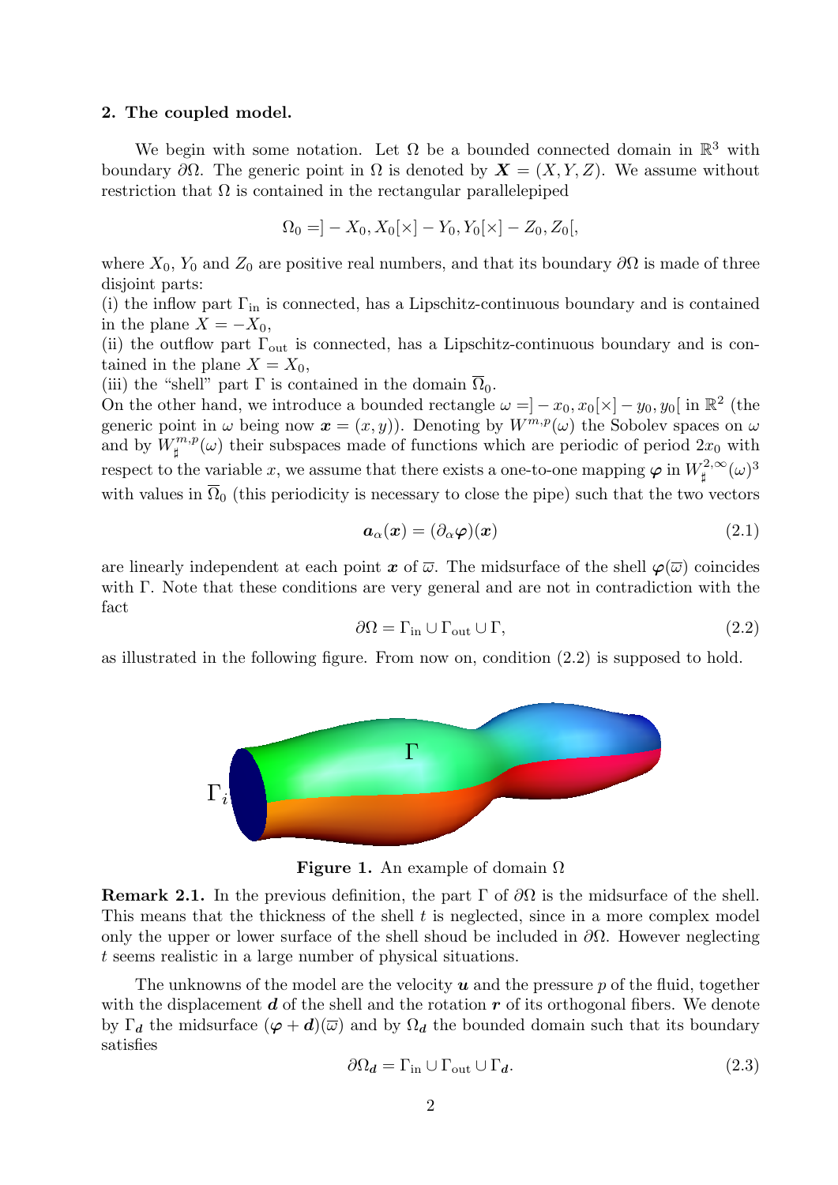## 2. The coupled model.

We begin with some notation. Let $\Omega$ be a bounded connected domain in $\mathbb{R}^3$ with boundary $\partial\Omega$. The generic point in $\Omega$ is denoted by $\boldsymbol{X} = (X, Y, Z)$. We assume without restriction that $\Omega$ is contained in the rectangular parallelepiped

$$\Omega_0 = ]-X_0, X_0[\times]-Y_0, Y_0[\times]-Z_0, Z_0[,$$

where $X_0$, $Y_0$ and $Z_0$ are positive real numbers, and that its boundary $\partial\Omega$ is made of three disjoint parts:

(i) the inflow part $\Gamma_{\text{in}}$ is connected, has a Lipschitz-continuous boundary and is contained in the plane $X = -X_0$,

(ii) the outflow part $\Gamma_{\text{out}}$ is connected, has a Lipschitz-continuous boundary and is contained in the plane $X = X_0$,

(iii) the "shell" part $\Gamma$ is contained in the domain $\overline{\Omega}_0$.

On the other hand, we introduce a bounded rectangle $\omega = ]-x_0, x_0[\times]-y_0, y_0[$ in $\mathbb{R}^2$ (the generic point in $\omega$ being now $\boldsymbol{x} = (x, y)$). Denoting by $W^{m,p}(\omega)$ the Sobolev spaces on $\omega$ and by $W^{m,p}_\sharp(\omega)$ their subspaces made of functions which are periodic of period $2x_0$ with respect to the variable $x$, we assume that there exists a one-to-one mapping $\boldsymbol{\varphi}$ in $W^{2,\infty}_\sharp(\omega)^3$ with values in $\overline{\Omega}_0$ (this periodicity is necessary to close the pipe) such that the two vectors

$$\boldsymbol{a}_\alpha(\boldsymbol{x}) = (\partial_\alpha \boldsymbol{\varphi})(\boldsymbol{x}) \tag{2.1}$$

are linearly independent at each point $\boldsymbol{x}$ of $\overline{\omega}$. The midsurface of the shell $\boldsymbol{\varphi}(\overline{\omega})$ coincides with $\Gamma$. Note that these conditions are very general and are not in contradiction with the fact

$$\partial\Omega = \Gamma_{\text{in}} \cup \Gamma_{\text{out}} \cup \Gamma, \tag{2.2}$$

as illustrated in the following figure. From now on, condition (2.2) is supposed to hold.

**Figure 1.** An example of domain $\Omega$

**Remark 2.1.** In the previous definition, the part $\Gamma$ of $\partial\Omega$ is the midsurface of the shell. This means that the thickness of the shell $t$ is neglected, since in a more complex model only the upper or lower surface of the shell shoud be included in $\partial\Omega$. However neglecting $t$ seems realistic in a large number of physical situations.

The unknowns of the model are the velocity $\boldsymbol{u}$ and the pressure $p$ of the fluid, together with the displacement $\boldsymbol{d}$ of the shell and the rotation $\boldsymbol{r}$ of its orthogonal fibers. We denote by $\Gamma_{\boldsymbol{d}}$ the midsurface $(\boldsymbol{\varphi} + \boldsymbol{d})(\overline{\omega})$ and by $\Omega_{\boldsymbol{d}}$ the bounded domain such that its boundary satisfies

$$\partial\Omega_{\boldsymbol{d}} = \Gamma_{\text{in}} \cup \Gamma_{\text{out}} \cup \Gamma_{\boldsymbol{d}}. \tag{2.3}$$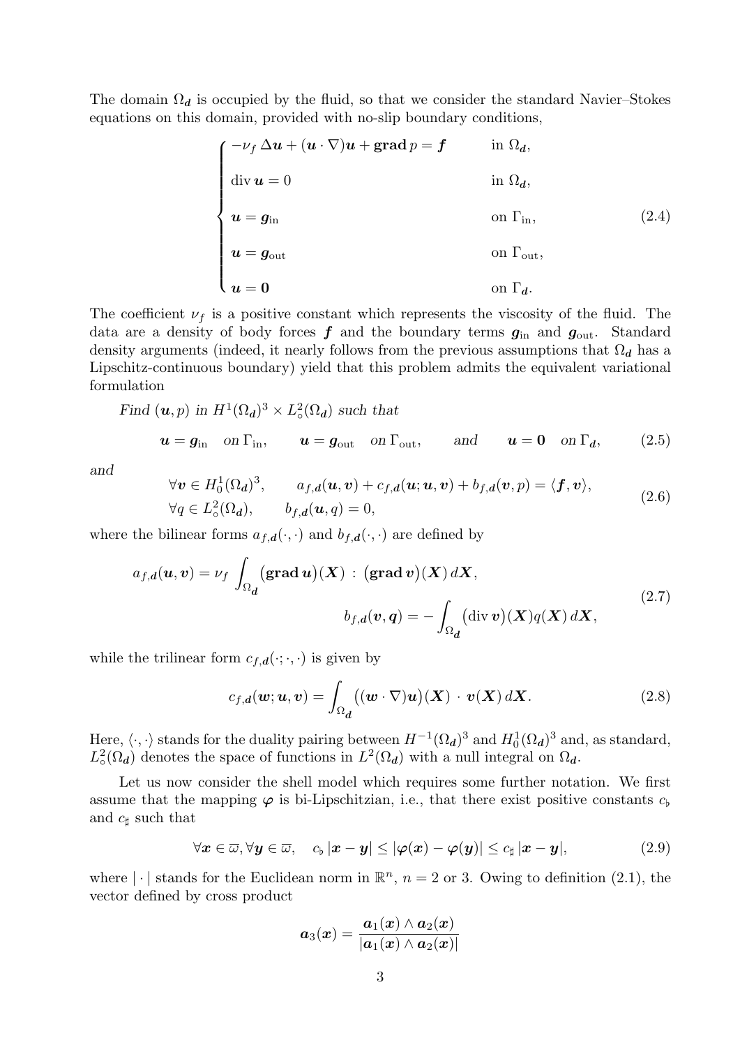The domain $\Omega_{\boldsymbol{d}}$ is occupied by the fluid, so that we consider the standard Navier–Stokes equations on this domain, provided with no-slip boundary conditions,

$$
\begin{cases}
-\nu_f \, \Delta \boldsymbol{u} + (\boldsymbol{u} \cdot \nabla)\boldsymbol{u} + \mathbf{grad}\, p = \boldsymbol{f} & \text{in } \Omega_{\boldsymbol{d}}, \\
\operatorname{div} \boldsymbol{u} = 0 & \text{in } \Omega_{\boldsymbol{d}}, \\
\boldsymbol{u} = \boldsymbol{g}_{\text{in}} & \text{on } \Gamma_{\text{in}}, \\
\boldsymbol{u} = \boldsymbol{g}_{\text{out}} & \text{on } \Gamma_{\text{out}}, \\
\boldsymbol{u} = \boldsymbol{0} & \text{on } \Gamma_{\boldsymbol{d}}.
\end{cases}
\tag{2.4}
$$

The coefficient $\nu_f$ is a positive constant which represents the viscosity of the fluid. The data are a density of body forces $\boldsymbol{f}$ and the boundary terms $\boldsymbol{g}_{\text{in}}$ and $\boldsymbol{g}_{\text{out}}$. Standard density arguments (indeed, it nearly follows from the previous assumptions that $\Omega_{\boldsymbol{d}}$ has a Lipschitz-continuous boundary) yield that this problem admits the equivalent variational formulation

*Find $(\boldsymbol{u}, p)$ in $H^1(\Omega_{\boldsymbol{d}})^3 \times L^2_\circ(\Omega_{\boldsymbol{d}})$ such that*

$$
\boldsymbol{u} = \boldsymbol{g}_{\text{in}} \quad \text{on } \Gamma_{\text{in}}, \qquad \boldsymbol{u} = \boldsymbol{g}_{\text{out}} \quad \text{on } \Gamma_{\text{out}}, \qquad \text{and} \qquad \boldsymbol{u} = \boldsymbol{0} \quad \text{on } \Gamma_{\boldsymbol{d}}, \tag{2.5}
$$

*and*

$$
\begin{aligned}
&\forall \boldsymbol{v} \in H^1_0(\Omega_{\boldsymbol{d}})^3, \qquad a_{f,\boldsymbol{d}}(\boldsymbol{u}, \boldsymbol{v}) + c_{f,\boldsymbol{d}}(\boldsymbol{u}; \boldsymbol{u}, \boldsymbol{v}) + b_{f,\boldsymbol{d}}(\boldsymbol{v}, p) = \langle \boldsymbol{f}, \boldsymbol{v} \rangle, \\
&\forall q \in L^2_\circ(\Omega_{\boldsymbol{d}}), \qquad b_{f,\boldsymbol{d}}(\boldsymbol{u}, q) = 0,
\end{aligned}
\tag{2.6}
$$

where the bilinear forms $a_{f,\boldsymbol{d}}(\cdot,\cdot)$ and $b_{f,\boldsymbol{d}}(\cdot,\cdot)$ are defined by

$$
\begin{aligned}
a_{f,\boldsymbol{d}}(\boldsymbol{u}, \boldsymbol{v}) &= \nu_f \int_{\Omega_{\boldsymbol{d}}} \big(\mathbf{grad}\, \boldsymbol{u}\big)(\boldsymbol{X}) : \big(\mathbf{grad}\, \boldsymbol{v}\big)(\boldsymbol{X}) \, d\boldsymbol{X}, \\
b_{f,\boldsymbol{d}}(\boldsymbol{v}, \boldsymbol{q}) &= -\int_{\Omega_{\boldsymbol{d}}} \big(\operatorname{div} \boldsymbol{v}\big)(\boldsymbol{X}) q(\boldsymbol{X}) \, d\boldsymbol{X},
\end{aligned}
\tag{2.7}
$$

while the trilinear form $c_{f,\boldsymbol{d}}(\cdot;\cdot,\cdot)$ is given by

$$
c_{f,\boldsymbol{d}}(\boldsymbol{w}; \boldsymbol{u}, \boldsymbol{v}) = \int_{\Omega_{\boldsymbol{d}}} \big((\boldsymbol{w} \cdot \nabla)\boldsymbol{u}\big)(\boldsymbol{X}) \cdot \boldsymbol{v}(\boldsymbol{X}) \, d\boldsymbol{X}. \tag{2.8}
$$

Here, $\langle \cdot, \cdot \rangle$ stands for the duality pairing between $H^{-1}(\Omega_{\boldsymbol{d}})^3$ and $H^1_0(\Omega_{\boldsymbol{d}})^3$ and, as standard, $L^2_\circ(\Omega_{\boldsymbol{d}})$ denotes the space of functions in $L^2(\Omega_{\boldsymbol{d}})$ with a null integral on $\Omega_{\boldsymbol{d}}$.

Let us now consider the shell model which requires some further notation. We first assume that the mapping $\boldsymbol{\varphi}$ is bi-Lipschitzian, i.e., that there exist positive constants $c_\flat$ and $c_\sharp$ such that

$$
\forall \boldsymbol{x} \in \overline{\omega}, \forall \boldsymbol{y} \in \overline{\omega}, \quad c_\flat \, |\boldsymbol{x} - \boldsymbol{y}| \leq |\boldsymbol{\varphi}(\boldsymbol{x}) - \boldsymbol{\varphi}(\boldsymbol{y})| \leq c_\sharp \, |\boldsymbol{x} - \boldsymbol{y}|, \tag{2.9}
$$

where $|\cdot|$ stands for the Euclidean norm in $\mathbb{R}^n$, $n = 2$ or $3$. Owing to definition (2.1), the vector defined by cross product

$$
\boldsymbol{a}_3(\boldsymbol{x}) = \frac{\boldsymbol{a}_1(\boldsymbol{x}) \wedge \boldsymbol{a}_2(\boldsymbol{x})}{|\boldsymbol{a}_1(\boldsymbol{x}) \wedge \boldsymbol{a}_2(\boldsymbol{x})|}
$$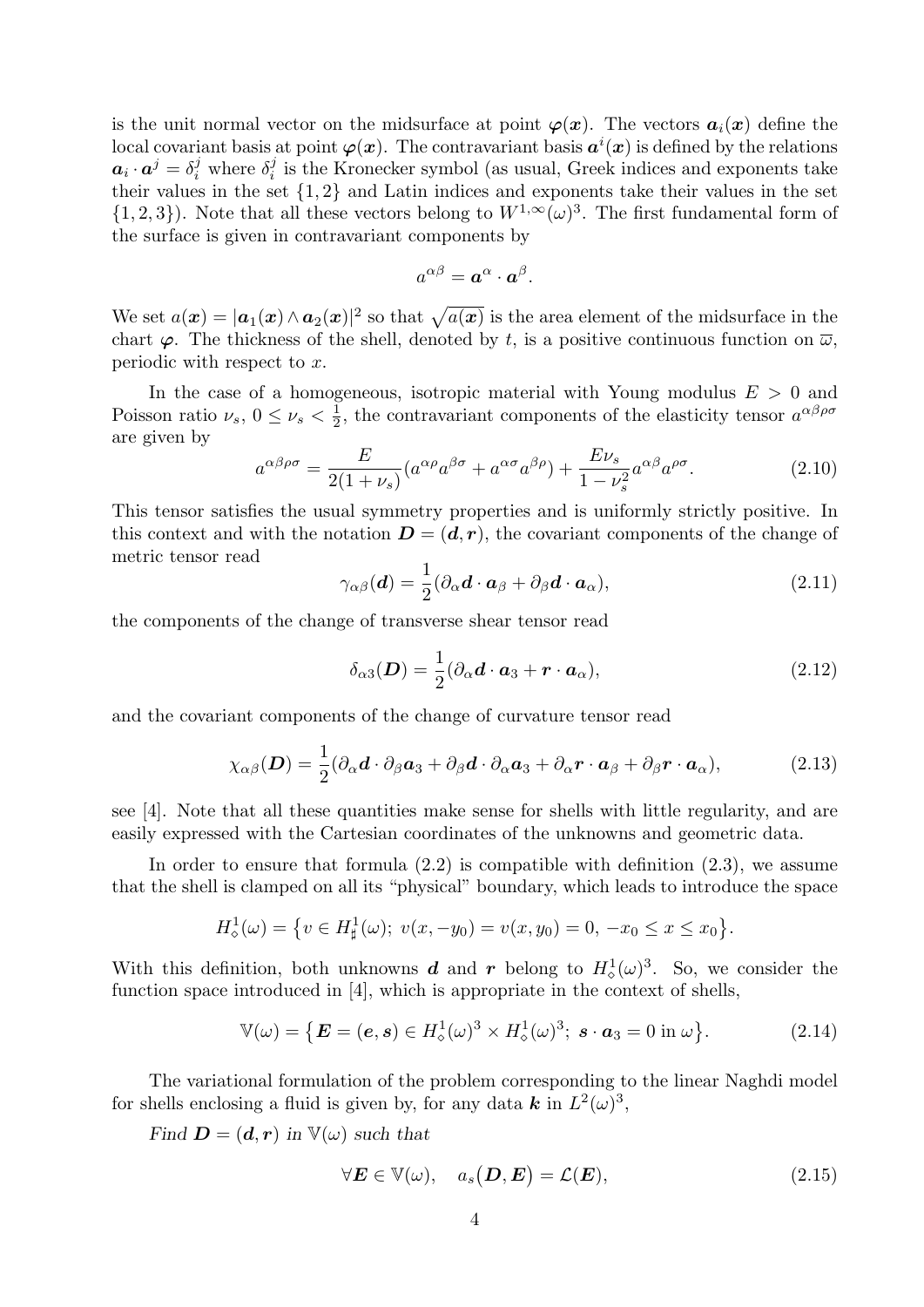is the unit normal vector on the midsurface at point $\boldsymbol{\varphi}(\boldsymbol{x})$. The vectors $\boldsymbol{a}_i(\boldsymbol{x})$ define the local covariant basis at point $\boldsymbol{\varphi}(\boldsymbol{x})$. The contravariant basis $\boldsymbol{a}^i(\boldsymbol{x})$ is defined by the relations $\boldsymbol{a}_i \cdot \boldsymbol{a}^j = \delta_i^j$ where $\delta_i^j$ is the Kronecker symbol (as usual, Greek indices and exponents take their values in the set $\{1, 2\}$ and Latin indices and exponents take their values in the set $\{1, 2, 3\}$). Note that all these vectors belong to $W^{1,\infty}(\omega)^3$. The first fundamental form of the surface is given in contravariant components by

$$a^{\alpha\beta} = \boldsymbol{a}^\alpha \cdot \boldsymbol{a}^\beta.$$

We set $a(\boldsymbol{x}) = |\boldsymbol{a}_1(\boldsymbol{x}) \wedge \boldsymbol{a}_2(\boldsymbol{x})|^2$ so that $\sqrt{a(\boldsymbol{x})}$ is the area element of the midsurface in the chart $\boldsymbol{\varphi}$. The thickness of the shell, denoted by $t$, is a positive continuous function on $\overline{\omega}$, periodic with respect to $x$.

In the case of a homogeneous, isotropic material with Young modulus $E > 0$ and Poisson ratio $\nu_s$, $0 \le \nu_s < \frac{1}{2}$, the contravariant components of the elasticity tensor $a^{\alpha\beta\rho\sigma}$ are given by

$$a^{\alpha\beta\rho\sigma} = \frac{E}{2(1+\nu_s)}(a^{\alpha\rho}a^{\beta\sigma} + a^{\alpha\sigma}a^{\beta\rho}) + \frac{E\nu_s}{1-\nu_s^2}a^{\alpha\beta}a^{\rho\sigma}. \tag{2.10}$$

This tensor satisfies the usual symmetry properties and is uniformly strictly positive. In this context and with the notation $\boldsymbol{D} = (\boldsymbol{d}, \boldsymbol{r})$, the covariant components of the change of metric tensor read

$$\gamma_{\alpha\beta}(\boldsymbol{d}) = \frac{1}{2}(\partial_\alpha \boldsymbol{d} \cdot \boldsymbol{a}_\beta + \partial_\beta \boldsymbol{d} \cdot \boldsymbol{a}_\alpha), \tag{2.11}$$

the components of the change of transverse shear tensor read

$$\delta_{\alpha 3}(\boldsymbol{D}) = \frac{1}{2}(\partial_\alpha \boldsymbol{d} \cdot \boldsymbol{a}_3 + \boldsymbol{r} \cdot \boldsymbol{a}_\alpha), \tag{2.12}$$

and the covariant components of the change of curvature tensor read

$$\chi_{\alpha\beta}(\boldsymbol{D}) = \frac{1}{2}(\partial_\alpha \boldsymbol{d} \cdot \partial_\beta \boldsymbol{a}_3 + \partial_\beta \boldsymbol{d} \cdot \partial_\alpha \boldsymbol{a}_3 + \partial_\alpha \boldsymbol{r} \cdot \boldsymbol{a}_\beta + \partial_\beta \boldsymbol{r} \cdot \boldsymbol{a}_\alpha), \tag{2.13}$$

see [4]. Note that all these quantities make sense for shells with little regularity, and are easily expressed with the Cartesian coordinates of the unknowns and geometric data.

In order to ensure that formula (2.2) is compatible with definition (2.3), we assume that the shell is clamped on all its "physical" boundary, which leads to introduce the space

$$H^1_\diamond(\omega) = \big\{v \in H^1_\sharp(\omega);\ v(x, -y_0) = v(x, y_0) = 0,\ -x_0 \le x \le x_0\big\}.$$

With this definition, both unknowns $\boldsymbol{d}$ and $\boldsymbol{r}$ belong to $H^1_\diamond(\omega)^3$. So, we consider the function space introduced in [4], which is appropriate in the context of shells,

$$\mathbb{V}(\omega) = \big\{\boldsymbol{E} = (\boldsymbol{e}, \boldsymbol{s}) \in H^1_\diamond(\omega)^3 \times H^1_\diamond(\omega)^3;\ \boldsymbol{s} \cdot \boldsymbol{a}_3 = 0 \text{ in } \omega\big\}. \tag{2.14}$$

The variational formulation of the problem corresponding to the linear Naghdi model for shells enclosing a fluid is given by, for any data $\boldsymbol{k}$ in $L^2(\omega)^3$,

*Find* $\boldsymbol{D} = (\boldsymbol{d}, \boldsymbol{r})$ *in* $\mathbb{V}(\omega)$ *such that*

$$\forall \boldsymbol{E} \in \mathbb{V}(\omega), \quad a_s\big(\boldsymbol{D}, \boldsymbol{E}\big) = \mathcal{L}(\boldsymbol{E}), \tag{2.15}$$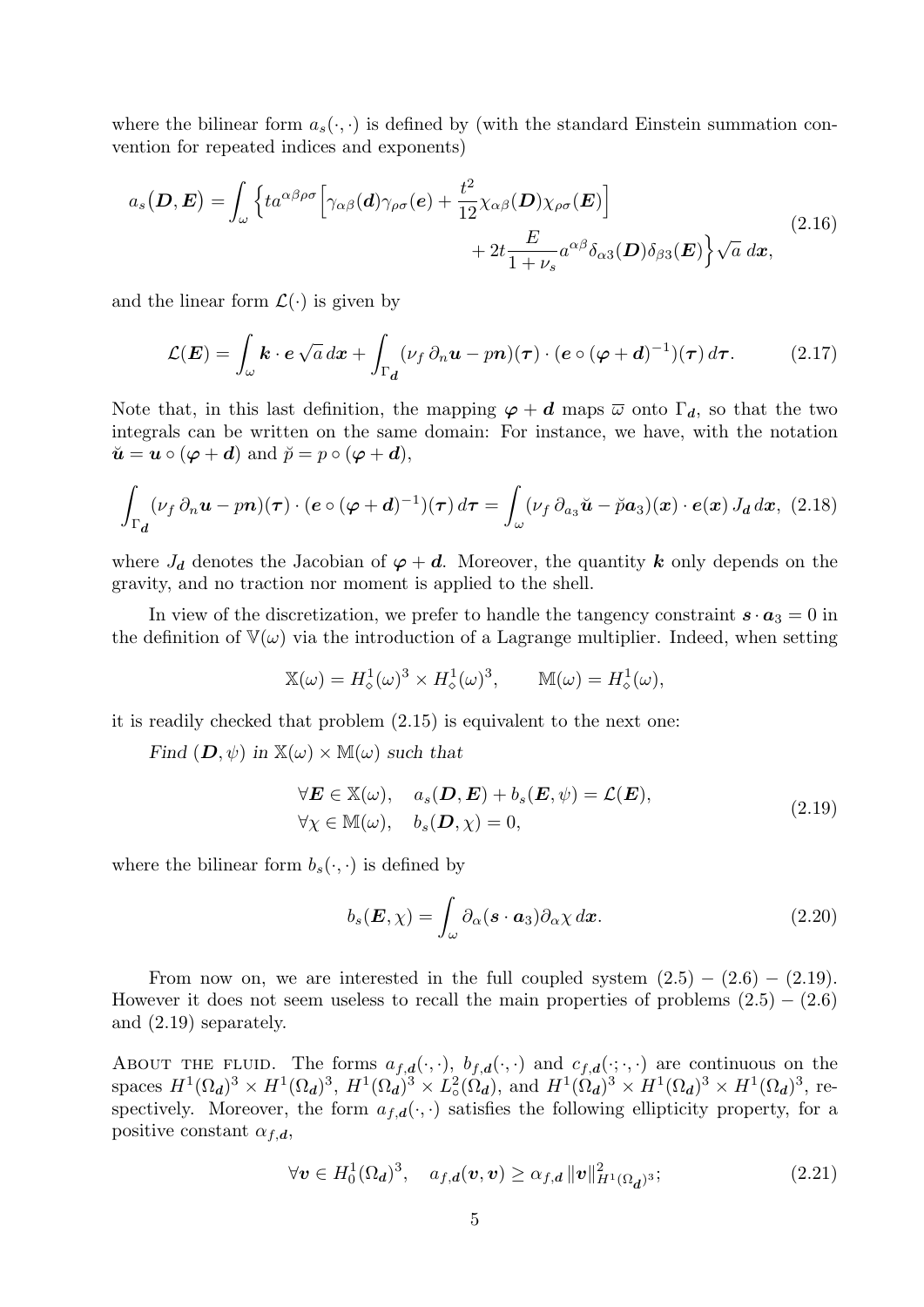where the bilinear form $a_s(\cdot,\cdot)$ is defined by (with the standard Einstein summation convention for repeated indices and exponents)

$$a_s(\boldsymbol{D},\boldsymbol{E}) = \int_\omega \Big\{ t a^{\alpha\beta\rho\sigma} \Big[ \gamma_{\alpha\beta}(\boldsymbol{d})\gamma_{\rho\sigma}(\boldsymbol{e}) + \frac{t^2}{12}\chi_{\alpha\beta}(\boldsymbol{D})\chi_{\rho\sigma}(\boldsymbol{E}) \Big] + 2t\frac{E}{1+\nu_s} a^{\alpha\beta}\delta_{\alpha 3}(\boldsymbol{D})\delta_{\beta 3}(\boldsymbol{E}) \Big\} \sqrt{a}\, d\boldsymbol{x}, \tag{2.16}$$

and the linear form $\mathcal{L}(\cdot)$ is given by

$$\mathcal{L}(\boldsymbol{E}) = \int_\omega \boldsymbol{k}\cdot\boldsymbol{e}\sqrt{a}\,d\boldsymbol{x} + \int_{\Gamma_{\boldsymbol{d}}} (\nu_f\,\partial_n \boldsymbol{u} - p\boldsymbol{n})(\boldsymbol{\tau})\cdot(\boldsymbol{e}\circ(\boldsymbol{\varphi}+\boldsymbol{d})^{-1})(\boldsymbol{\tau})\,d\boldsymbol{\tau}. \tag{2.17}$$

Note that, in this last definition, the mapping $\boldsymbol{\varphi}+\boldsymbol{d}$ maps $\overline{\omega}$ onto $\Gamma_{\boldsymbol{d}}$, so that the two integrals can be written on the same domain: For instance, we have, with the notation $\breve{\boldsymbol{u}} = \boldsymbol{u}\circ(\boldsymbol{\varphi}+\boldsymbol{d})$ and $\breve{p} = p\circ(\boldsymbol{\varphi}+\boldsymbol{d})$,

$$\int_{\Gamma_{\boldsymbol{d}}} (\nu_f\,\partial_n \boldsymbol{u} - p\boldsymbol{n})(\boldsymbol{\tau})\cdot(\boldsymbol{e}\circ(\boldsymbol{\varphi}+\boldsymbol{d})^{-1})(\boldsymbol{\tau})\,d\boldsymbol{\tau} = \int_\omega (\nu_f\,\partial_{a_3}\breve{\boldsymbol{u}} - \breve{p}\boldsymbol{a}_3)(\boldsymbol{x})\cdot\boldsymbol{e}(\boldsymbol{x})\,J_{\boldsymbol{d}}\,d\boldsymbol{x}, \tag{2.18}$$

where $J_{\boldsymbol{d}}$ denotes the Jacobian of $\boldsymbol{\varphi}+\boldsymbol{d}$. Moreover, the quantity $\boldsymbol{k}$ only depends on the gravity, and no traction nor moment is applied to the shell.

In view of the discretization, we prefer to handle the tangency constraint $\boldsymbol{s}\cdot\boldsymbol{a}_3 = 0$ in the definition of $\mathbb{V}(\omega)$ via the introduction of a Lagrange multiplier. Indeed, when setting

$$\mathbb{X}(\omega) = H^1_\diamond(\omega)^3 \times H^1_\diamond(\omega)^3, \qquad \mathbb{M}(\omega) = H^1_\diamond(\omega),$$

it is readily checked that problem (2.15) is equivalent to the next one:

*Find $(\boldsymbol{D},\psi)$ in $\mathbb{X}(\omega)\times\mathbb{M}(\omega)$ such that*

$$\begin{aligned} &\forall \boldsymbol{E}\in\mathbb{X}(\omega), \quad a_s(\boldsymbol{D},\boldsymbol{E}) + b_s(\boldsymbol{E},\psi) = \mathcal{L}(\boldsymbol{E}),\\ &\forall \chi\in\mathbb{M}(\omega), \quad b_s(\boldsymbol{D},\chi) = 0, \end{aligned} \tag{2.19}$$

where the bilinear form $b_s(\cdot,\cdot)$ is defined by

$$b_s(\boldsymbol{E},\chi) = \int_\omega \partial_\alpha(\boldsymbol{s}\cdot\boldsymbol{a}_3)\partial_\alpha\chi\,d\boldsymbol{x}. \tag{2.20}$$

From now on, we are interested in the full coupled system (2.5) – (2.6) – (2.19). However it does not seem useless to recall the main properties of problems (2.5) – (2.6) and (2.19) separately.

About the fluid. The forms $a_{f,\boldsymbol{d}}(\cdot,\cdot)$, $b_{f,\boldsymbol{d}}(\cdot,\cdot)$ and $c_{f,\boldsymbol{d}}(\cdot;\cdot,\cdot)$ are continuous on the spaces $H^1(\Omega_{\boldsymbol{d}})^3\times H^1(\Omega_{\boldsymbol{d}})^3$, $H^1(\Omega_{\boldsymbol{d}})^3\times L^2_\circ(\Omega_{\boldsymbol{d}})$, and $H^1(\Omega_{\boldsymbol{d}})^3\times H^1(\Omega_{\boldsymbol{d}})^3\times H^1(\Omega_{\boldsymbol{d}})^3$, respectively. Moreover, the form $a_{f,\boldsymbol{d}}(\cdot,\cdot)$ satisfies the following ellipticity property, for a positive constant $\alpha_{f,\boldsymbol{d}}$,

$$\forall \boldsymbol{v}\in H^1_0(\Omega_{\boldsymbol{d}})^3, \quad a_{f,\boldsymbol{d}}(\boldsymbol{v},\boldsymbol{v}) \geq \alpha_{f,\boldsymbol{d}}\,\|\boldsymbol{v}\|^2_{H^1(\Omega_{\boldsymbol{d}})^3}; \tag{2.21}$$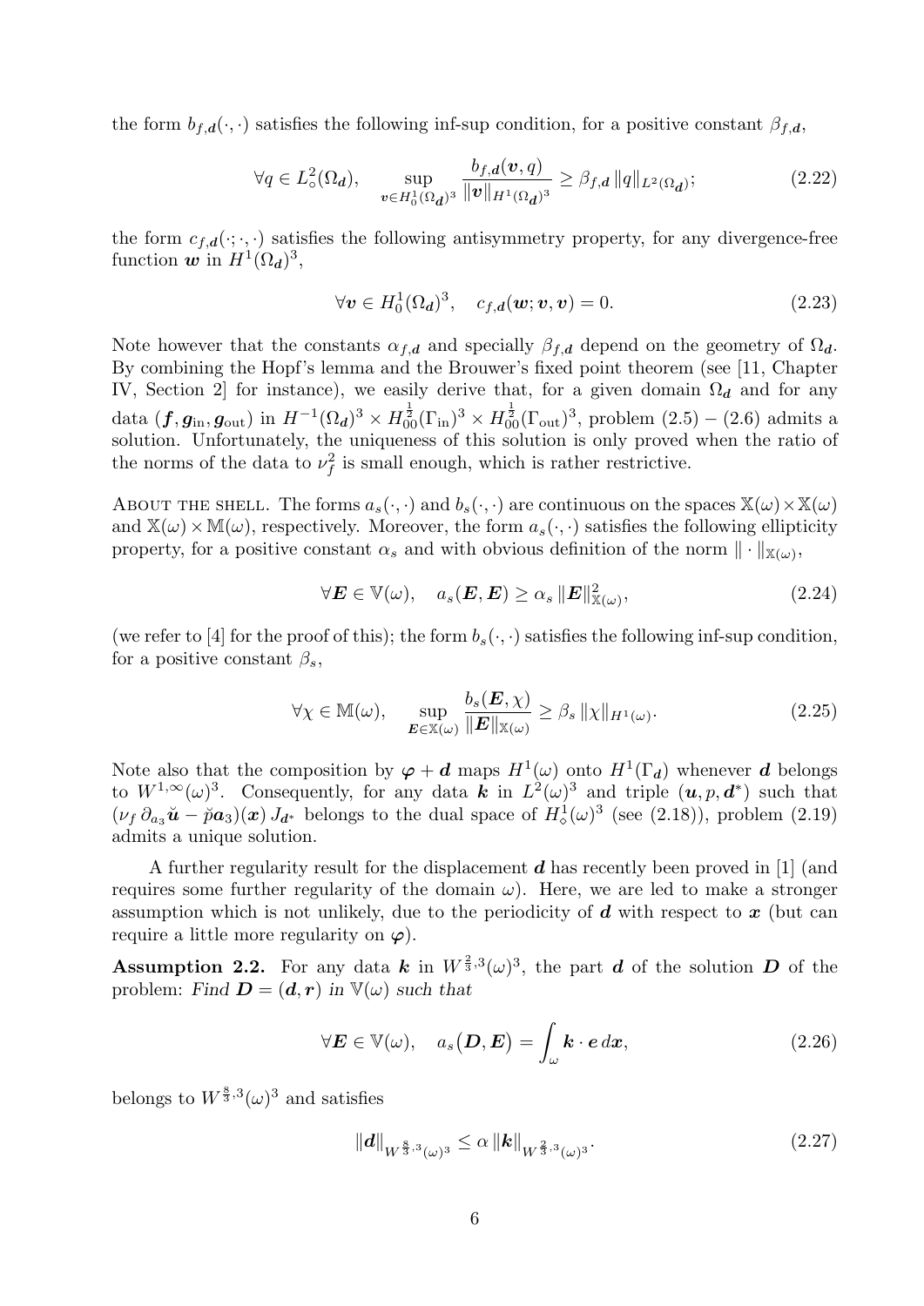the form $b_{f,\boldsymbol{d}}(\cdot,\cdot)$ satisfies the following inf-sup condition, for a positive constant $\beta_{f,\boldsymbol{d}}$,

$$\forall q \in L^2_\circ(\Omega_{\boldsymbol{d}}), \quad \sup_{\boldsymbol{v} \in H^1_0(\Omega_{\boldsymbol{d}})^3} \frac{b_{f,\boldsymbol{d}}(\boldsymbol{v}, q)}{\|\boldsymbol{v}\|_{H^1(\Omega_{\boldsymbol{d}})^3}} \geq \beta_{f,\boldsymbol{d}} \|q\|_{L^2(\Omega_{\boldsymbol{d}})}; \tag{2.22}$$

the form $c_{f,\boldsymbol{d}}(\cdot;\cdot,\cdot)$ satisfies the following antisymmetry property, for any divergence-free function $\boldsymbol{w}$ in $H^1(\Omega_{\boldsymbol{d}})^3$,

$$\forall \boldsymbol{v} \in H^1_0(\Omega_{\boldsymbol{d}})^3, \quad c_{f,\boldsymbol{d}}(\boldsymbol{w}; \boldsymbol{v}, \boldsymbol{v}) = 0. \tag{2.23}$$

Note however that the constants $\alpha_{f,\boldsymbol{d}}$ and specially $\beta_{f,\boldsymbol{d}}$ depend on the geometry of $\Omega_{\boldsymbol{d}}$. By combining the Hopf's lemma and the Brouwer's fixed point theorem (see [11, Chapter IV, Section 2] for instance), we easily derive that, for a given domain $\Omega_{\boldsymbol{d}}$ and for any data $(\boldsymbol{f}, \boldsymbol{g}_{\text{in}}, \boldsymbol{g}_{\text{out}})$ in $H^{-1}(\Omega_{\boldsymbol{d}})^3 \times H^{\frac{1}{2}}_{00}(\Gamma_{\text{in}})^3 \times H^{\frac{1}{2}}_{00}(\Gamma_{\text{out}})^3$, problem (2.5) – (2.6) admits a solution. Unfortunately, the uniqueness of this solution is only proved when the ratio of the norms of the data to $\nu_f^2$ is small enough, which is rather restrictive.

About the shell. The forms $a_s(\cdot,\cdot)$ and $b_s(\cdot,\cdot)$ are continuous on the spaces $\mathbb{X}(\omega) \times \mathbb{X}(\omega)$ and $\mathbb{X}(\omega) \times \mathbb{M}(\omega)$, respectively. Moreover, the form $a_s(\cdot,\cdot)$ satisfies the following ellipticity property, for a positive constant $\alpha_s$ and with obvious definition of the norm $\|\cdot\|_{\mathbb{X}(\omega)}$,

$$\forall \boldsymbol{E} \in \mathbb{V}(\omega), \quad a_s(\boldsymbol{E}, \boldsymbol{E}) \geq \alpha_s \|\boldsymbol{E}\|^2_{\mathbb{X}(\omega)}, \tag{2.24}$$

(we refer to [4] for the proof of this); the form $b_s(\cdot,\cdot)$ satisfies the following inf-sup condition, for a positive constant $\beta_s$,

$$\forall \chi \in \mathbb{M}(\omega), \quad \sup_{\boldsymbol{E} \in \mathbb{X}(\omega)} \frac{b_s(\boldsymbol{E}, \chi)}{\|\boldsymbol{E}\|_{\mathbb{X}(\omega)}} \geq \beta_s \|\chi\|_{H^1(\omega)}. \tag{2.25}$$

Note also that the composition by $\boldsymbol{\varphi} + \boldsymbol{d}$ maps $H^1(\omega)$ onto $H^1(\Gamma_{\boldsymbol{d}})$ whenever $\boldsymbol{d}$ belongs to $W^{1,\infty}(\omega)^3$. Consequently, for any data $\boldsymbol{k}$ in $L^2(\omega)^3$ and triple $(\boldsymbol{u}, p, \boldsymbol{d}^*)$ such that $(\nu_f\, \partial_{a_3} \breve{\boldsymbol{u}} - \breve{p}\boldsymbol{a}_3)(\boldsymbol{x})\, J_{\boldsymbol{d}^*}$ belongs to the dual space of $H^1_\diamond(\omega)^3$ (see (2.18)), problem (2.19) admits a unique solution.

A further regularity result for the displacement $\boldsymbol{d}$ has recently been proved in [1] (and requires some further regularity of the domain $\omega$). Here, we are led to make a stronger assumption which is not unlikely, due to the periodicity of $\boldsymbol{d}$ with respect to $\boldsymbol{x}$ (but can require a little more regularity on $\boldsymbol{\varphi}$).

**Assumption 2.2.** For any data $\boldsymbol{k}$ in $W^{\frac{2}{3},3}(\omega)^3$, the part $\boldsymbol{d}$ of the solution $\boldsymbol{D}$ of the problem: *Find $\boldsymbol{D} = (\boldsymbol{d}, \boldsymbol{r})$ in $\mathbb{V}(\omega)$ such that*

$$\forall \boldsymbol{E} \in \mathbb{V}(\omega), \quad a_s\big(\boldsymbol{D}, \boldsymbol{E}\big) = \int_\omega \boldsymbol{k} \cdot \boldsymbol{e}\, d\boldsymbol{x}, \tag{2.26}$$

belongs to $W^{\frac{8}{3},3}(\omega)^3$ and satisfies

$$\|\boldsymbol{d}\|_{W^{\frac{8}{3},3}(\omega)^3} \leq \alpha\, \|\boldsymbol{k}\|_{W^{\frac{2}{3},3}(\omega)^3}. \tag{2.27}$$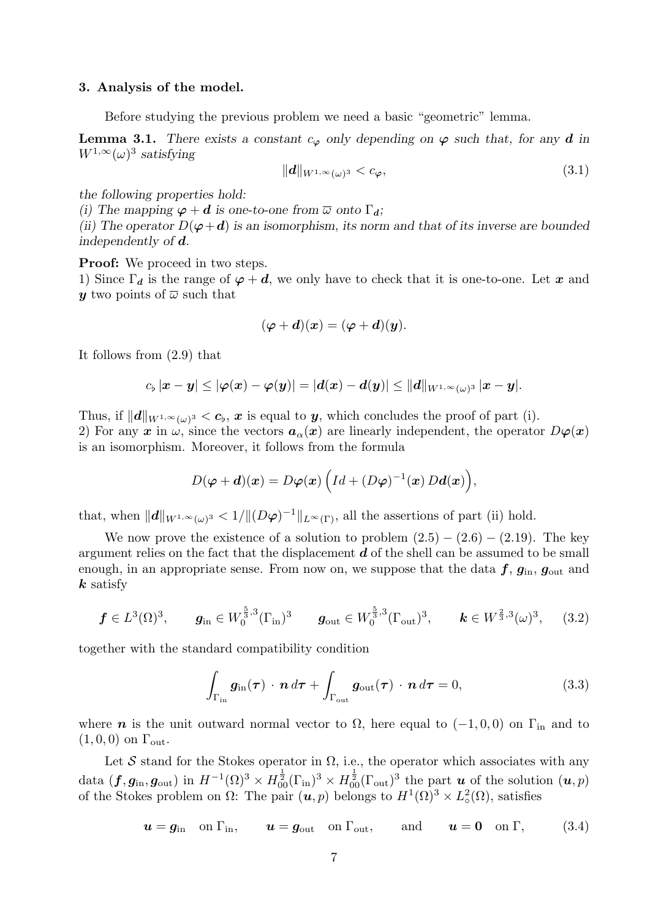### 3. Analysis of the model.

Before studying the previous problem we need a basic "geometric" lemma.

**Lemma 3.1.** *There exists a constant $c_{\boldsymbol{\varphi}}$ only depending on $\boldsymbol{\varphi}$ such that, for any $\boldsymbol{d}$ in $W^{1,\infty}(\omega)^3$ satisfying*

$$\|\boldsymbol{d}\|_{W^{1,\infty}(\omega)^3} < c_{\boldsymbol{\varphi}}, \tag{3.1}$$

*the following properties hold:*
*(i) The mapping $\boldsymbol{\varphi} + \boldsymbol{d}$ is one-to-one from $\overline{\omega}$ onto $\Gamma_{\boldsymbol{d}}$;*
*(ii) The operator $D(\boldsymbol{\varphi}+\boldsymbol{d})$ is an isomorphism, its norm and that of its inverse are bounded independently of $\boldsymbol{d}$.*

**Proof:** We proceed in two steps.
1) Since $\Gamma_{\boldsymbol{d}}$ is the range of $\boldsymbol{\varphi} + \boldsymbol{d}$, we only have to check that it is one-to-one. Let $\boldsymbol{x}$ and $\boldsymbol{y}$ two points of $\overline{\omega}$ such that

$$(\boldsymbol{\varphi} + \boldsymbol{d})(\boldsymbol{x}) = (\boldsymbol{\varphi} + \boldsymbol{d})(\boldsymbol{y}).$$

It follows from (2.9) that

$$c_\flat\, |\boldsymbol{x} - \boldsymbol{y}| \leq |\boldsymbol{\varphi}(\boldsymbol{x}) - \boldsymbol{\varphi}(\boldsymbol{y})| = |\boldsymbol{d}(\boldsymbol{x}) - \boldsymbol{d}(\boldsymbol{y})| \leq \|\boldsymbol{d}\|_{W^{1,\infty}(\omega)^3}\, |\boldsymbol{x} - \boldsymbol{y}|.$$

Thus, if $\|\boldsymbol{d}\|_{W^{1,\infty}(\omega)^3} < \boldsymbol{c}_\flat$, $\boldsymbol{x}$ is equal to $\boldsymbol{y}$, which concludes the proof of part (i).
2) For any $\boldsymbol{x}$ in $\omega$, since the vectors $\boldsymbol{a}_\alpha(\boldsymbol{x})$ are linearly independent, the operator $D\boldsymbol{\varphi}(\boldsymbol{x})$ is an isomorphism. Moreover, it follows from the formula

$$D(\boldsymbol{\varphi} + \boldsymbol{d})(\boldsymbol{x}) = D\boldsymbol{\varphi}(\boldsymbol{x}) \Big( Id + (D\boldsymbol{\varphi})^{-1}(\boldsymbol{x})\, D\boldsymbol{d}(\boldsymbol{x}) \Big),$$

that, when $\|\boldsymbol{d}\|_{W^{1,\infty}(\omega)^3} < 1/\|(D\boldsymbol{\varphi})^{-1}\|_{L^\infty(\Gamma)}$, all the assertions of part (ii) hold.

We now prove the existence of a solution to problem (2.5) – (2.6) – (2.19). The key argument relies on the fact that the displacement $\boldsymbol{d}$ of the shell can be assumed to be small enough, in an appropriate sense. From now on, we suppose that the data $\boldsymbol{f}$, $\boldsymbol{g}_{\rm in}$, $\boldsymbol{g}_{\rm out}$ and $\boldsymbol{k}$ satisfy

$$\boldsymbol{f} \in L^3(\Omega)^3, \qquad \boldsymbol{g}_{\rm in} \in W_0^{\frac{5}{3},3}(\Gamma_{\rm in})^3 \qquad \boldsymbol{g}_{\rm out} \in W_0^{\frac{5}{3},3}(\Gamma_{\rm out})^3, \qquad \boldsymbol{k} \in W^{\frac{2}{3},3}(\omega)^3, \tag{3.2}$$

together with the standard compatibility condition

$$\int_{\Gamma_{\rm in}} \boldsymbol{g}_{\rm in}(\boldsymbol{\tau}) \cdot \boldsymbol{n}\, d\boldsymbol{\tau} + \int_{\Gamma_{\rm out}} \boldsymbol{g}_{\rm out}(\boldsymbol{\tau}) \cdot \boldsymbol{n}\, d\boldsymbol{\tau} = 0, \tag{3.3}$$

where $\boldsymbol{n}$ is the unit outward normal vector to $\Omega$, here equal to $(-1, 0, 0)$ on $\Gamma_{\rm in}$ and to $(1, 0, 0)$ on $\Gamma_{\rm out}$.

Let $\mathcal{S}$ stand for the Stokes operator in $\Omega$, i.e., the operator which associates with any data $(\boldsymbol{f}, \boldsymbol{g}_{\rm in}, \boldsymbol{g}_{\rm out})$ in $H^{-1}(\Omega)^3 \times H_{00}^{\frac{1}{2}}(\Gamma_{\rm in})^3 \times H_{00}^{\frac{1}{2}}(\Gamma_{\rm out})^3$ the part $\boldsymbol{u}$ of the solution $(\boldsymbol{u}, p)$ of the Stokes problem on $\Omega$: The pair $(\boldsymbol{u}, p)$ belongs to $H^1(\Omega)^3 \times L^2_\circ(\Omega)$, satisfies

$$\boldsymbol{u} = \boldsymbol{g}_{\rm in} \quad \text{on } \Gamma_{\rm in}, \qquad \boldsymbol{u} = \boldsymbol{g}_{\rm out} \quad \text{on } \Gamma_{\rm out}, \qquad \text{and} \qquad \boldsymbol{u} = \boldsymbol{0} \quad \text{on } \Gamma, \tag{3.4}$$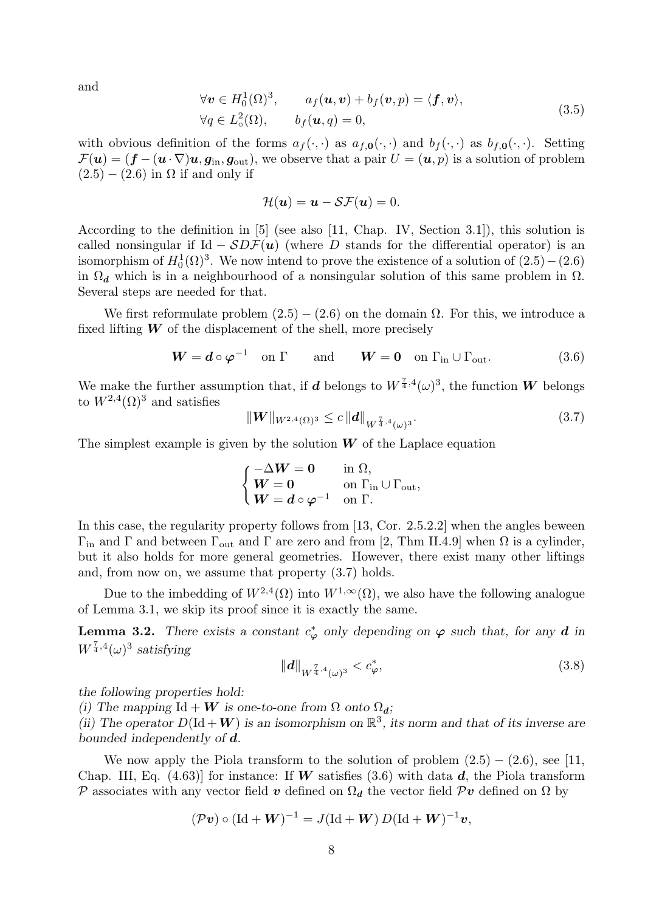and

$$
\begin{aligned}
&\forall \boldsymbol{v} \in H_0^1(\Omega)^3, \qquad a_f(\boldsymbol{u}, \boldsymbol{v}) + b_f(\boldsymbol{v}, p) = \langle \boldsymbol{f}, \boldsymbol{v} \rangle, \\
&\forall q \in L^2_\circ(\Omega), \qquad b_f(\boldsymbol{u}, q) = 0,
\end{aligned}
\tag{3.5}
$$

with obvious definition of the forms $a_f(\cdot,\cdot)$ as $a_{f,\mathbf{0}}(\cdot,\cdot)$ and $b_f(\cdot,\cdot)$ as $b_{f,\mathbf{0}}(\cdot,\cdot)$. Setting $\mathcal{F}(\boldsymbol{u}) = (\boldsymbol{f} - (\boldsymbol{u}\cdot\nabla)\boldsymbol{u}, \boldsymbol{g}_{\rm in}, \boldsymbol{g}_{\rm out})$, we observe that a pair $U = (\boldsymbol{u}, p)$ is a solution of problem $(2.5) - (2.6)$ in $\Omega$ if and only if

$$
\mathcal{H}(\boldsymbol{u}) = \boldsymbol{u} - \mathcal{S}\mathcal{F}(\boldsymbol{u}) = 0.
$$

According to the definition in [5] (see also [11, Chap. IV, Section 3.1]), this solution is called nonsingular if $\mathrm{Id} - \mathcal{S}D\mathcal{F}(\boldsymbol{u})$ (where $D$ stands for the differential operator) is an isomorphism of $H_0^1(\Omega)^3$. We now intend to prove the existence of a solution of $(2.5) - (2.6)$ in $\Omega_{\boldsymbol{d}}$ which is in a neighbourhood of a nonsingular solution of this same problem in $\Omega$. Several steps are needed for that.

We first reformulate problem $(2.5) - (2.6)$ on the domain $\Omega$. For this, we introduce a fixed lifting $\boldsymbol{W}$ of the displacement of the shell, more precisely

$$
\boldsymbol{W} = \boldsymbol{d} \circ \boldsymbol{\varphi}^{-1} \quad \text{on } \Gamma \qquad \text{and} \qquad \boldsymbol{W} = \mathbf{0} \quad \text{on } \Gamma_{\rm in} \cup \Gamma_{\rm out}. \tag{3.6}
$$

We make the further assumption that, if $\boldsymbol{d}$ belongs to $W^{\frac{7}{4},4}(\omega)^3$, the function $\boldsymbol{W}$ belongs to $W^{2,4}(\Omega)^3$ and satisfies

$$
\|\boldsymbol{W}\|_{W^{2,4}(\Omega)^3} \le c\, \|\boldsymbol{d}\|_{W^{\frac{7}{4},4}(\omega)^3}. \tag{3.7}
$$

The simplest example is given by the solution $\boldsymbol{W}$ of the Laplace equation

$$
\begin{cases}
-\Delta \boldsymbol{W} = \mathbf{0} & \text{in } \Omega, \\
\boldsymbol{W} = \mathbf{0} & \text{on } \Gamma_{\rm in} \cup \Gamma_{\rm out}, \\
\boldsymbol{W} = \boldsymbol{d} \circ \boldsymbol{\varphi}^{-1} & \text{on } \Gamma.
\end{cases}
$$

In this case, the regularity property follows from [13, Cor. 2.5.2.2] when the angles beween $\Gamma_{\rm in}$ and $\Gamma$ and between $\Gamma_{\rm out}$ and $\Gamma$ are zero and from [2, Thm II.4.9] when $\Omega$ is a cylinder, but it also holds for more general geometries. However, there exist many other liftings and, from now on, we assume that property (3.7) holds.

Due to the imbedding of $W^{2,4}(\Omega)$ into $W^{1,\infty}(\Omega)$, we also have the following analogue of Lemma 3.1, we skip its proof since it is exactly the same.

**Lemma 3.2.** *There exists a constant $c_{\boldsymbol{\varphi}}^*$ only depending on $\boldsymbol{\varphi}$ such that, for any $\boldsymbol{d}$ in $W^{\frac{7}{4},4}(\omega)^3$ satisfying*

$$
\|\boldsymbol{d}\|_{W^{\frac{7}{4},4}(\omega)^3} < c_{\boldsymbol{\varphi}}^*, \tag{3.8}
$$

*the following properties hold:*
*(i) The mapping $\mathrm{Id} + \boldsymbol{W}$ is one-to-one from $\Omega$ onto $\Omega_{\boldsymbol{d}}$;*
*(ii) The operator $D(\mathrm{Id} + \boldsymbol{W})$ is an isomorphism on $\mathbb{R}^3$, its norm and that of its inverse are bounded independently of $\boldsymbol{d}$.*

We now apply the Piola transform to the solution of problem $(2.5) - (2.6)$, see [11, Chap. III, Eq. (4.63)] for instance: If $\boldsymbol{W}$ satisfies (3.6) with data $\boldsymbol{d}$, the Piola transform $\mathcal{P}$ associates with any vector field $\boldsymbol{v}$ defined on $\Omega_{\boldsymbol{d}}$ the vector field $\mathcal{P}\boldsymbol{v}$ defined on $\Omega$ by

$$
(\mathcal{P}\boldsymbol{v}) \circ (\mathrm{Id} + \boldsymbol{W})^{-1} = J(\mathrm{Id} + \boldsymbol{W})\, D(\mathrm{Id} + \boldsymbol{W})^{-1} \boldsymbol{v},
$$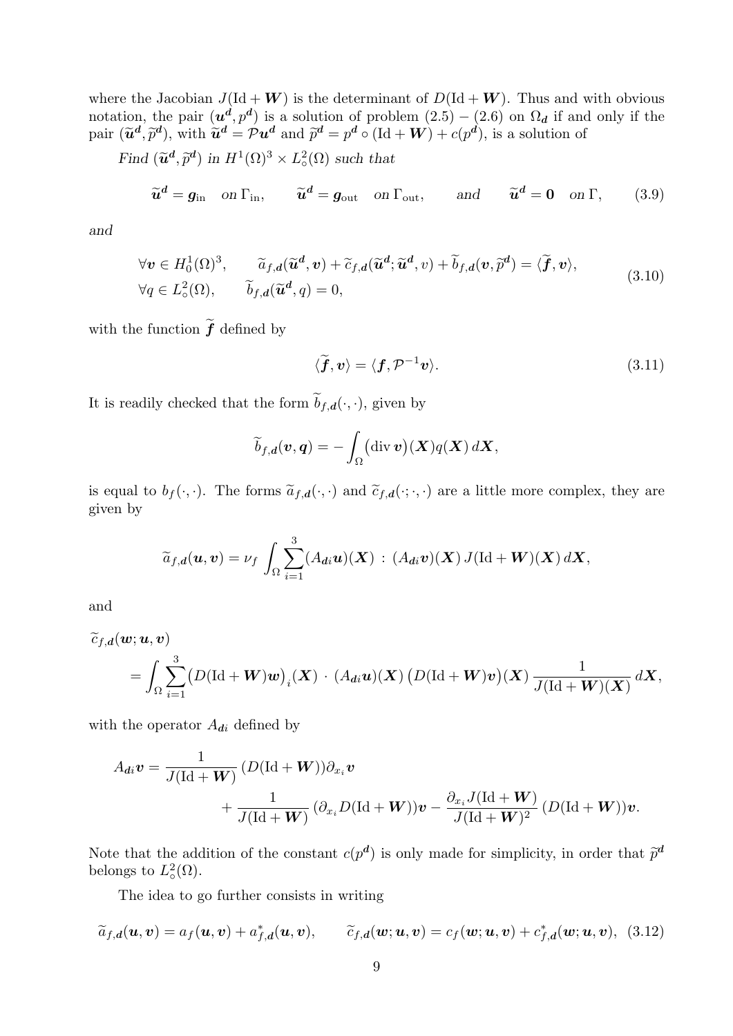where the Jacobian $J(\mathrm{Id}+\boldsymbol{W})$ is the determinant of $D(\mathrm{Id}+\boldsymbol{W})$. Thus and with obvious notation, the pair $(\boldsymbol{u^d}, p^{\boldsymbol{d}})$ is a solution of problem (2.5) − (2.6) on $\Omega_{\boldsymbol{d}}$ if and only if the pair $(\widetilde{\boldsymbol{u}}^{\boldsymbol{d}}, \widetilde{p}^{\boldsymbol{d}})$, with $\widetilde{\boldsymbol{u}}^{\boldsymbol{d}} = \mathcal{P}\boldsymbol{u^d}$ and $\widetilde{p}^{\boldsymbol{d}} = p^{\boldsymbol{d}} \circ (\mathrm{Id}+\boldsymbol{W}) + c(p^{\boldsymbol{d}})$, is a solution of

*Find* $(\widetilde{\boldsymbol{u}}^{\boldsymbol{d}}, \widetilde{p}^{\boldsymbol{d}})$ *in* $H^1(\Omega)^3 \times L^2_\circ(\Omega)$ *such that*

$$\widetilde{\boldsymbol{u}}^{\boldsymbol{d}} = \boldsymbol{g}_{\mathrm{in}} \quad \text{on } \Gamma_{\mathrm{in}}, \qquad \widetilde{\boldsymbol{u}}^{\boldsymbol{d}} = \boldsymbol{g}_{\mathrm{out}} \quad \text{on } \Gamma_{\mathrm{out}}, \qquad \text{and} \qquad \widetilde{\boldsymbol{u}}^{\boldsymbol{d}} = \boldsymbol{0} \quad \text{on } \Gamma, \tag{3.9}$$

*and*

$$\begin{aligned}
&\forall \boldsymbol{v} \in H^1_0(\Omega)^3, \qquad \widetilde{a}_{f,\boldsymbol{d}}(\widetilde{\boldsymbol{u}}^{\boldsymbol{d}}, \boldsymbol{v}) + \widetilde{c}_{f,\boldsymbol{d}}(\widetilde{\boldsymbol{u}}^{\boldsymbol{d}}; \widetilde{\boldsymbol{u}}^{\boldsymbol{d}}, v) + \widetilde{b}_{f,\boldsymbol{d}}(\boldsymbol{v}, \widetilde{p}^{\boldsymbol{d}}) = \langle \widetilde{\boldsymbol{f}}, \boldsymbol{v}\rangle, \\
&\forall q \in L^2_\circ(\Omega), \qquad \widetilde{b}_{f,\boldsymbol{d}}(\widetilde{\boldsymbol{u}}^{\boldsymbol{d}}, q) = 0,
\end{aligned} \tag{3.10}$$

with the function $\widetilde{\boldsymbol{f}}$ defined by

$$\langle \widetilde{\boldsymbol{f}}, \boldsymbol{v}\rangle = \langle \boldsymbol{f}, \mathcal{P}^{-1}\boldsymbol{v}\rangle. \tag{3.11}$$

It is readily checked that the form $\widetilde{b}_{f,\boldsymbol{d}}(\cdot,\cdot)$, given by

$$\widetilde{b}_{f,\boldsymbol{d}}(\boldsymbol{v}, \boldsymbol{q}) = -\int_\Omega \big(\operatorname{div} \boldsymbol{v}\big)(\boldsymbol{X}) q(\boldsymbol{X})\, d\boldsymbol{X},$$

is equal to $b_f(\cdot,\cdot)$. The forms $\widetilde{a}_{f,\boldsymbol{d}}(\cdot,\cdot)$ and $\widetilde{c}_{f,\boldsymbol{d}}(\cdot;\cdot,\cdot)$ are a little more complex, they are given by

$$\widetilde{a}_{f,\boldsymbol{d}}(\boldsymbol{u}, \boldsymbol{v}) = \nu_f \int_\Omega \sum_{i=1}^3 (A_{\boldsymbol{d}i}\boldsymbol{u})(\boldsymbol{X}) : (A_{\boldsymbol{d}i}\boldsymbol{v})(\boldsymbol{X})\, J(\mathrm{Id}+\boldsymbol{W})(\boldsymbol{X})\, d\boldsymbol{X},$$

and

$$\widetilde{c}_{f,\boldsymbol{d}}(\boldsymbol{w}; \boldsymbol{u}, \boldsymbol{v}) = \int_\Omega \sum_{i=1}^3 \big(D(\mathrm{Id}+\boldsymbol{W})\boldsymbol{w}\big)_i(\boldsymbol{X}) \cdot (A_{\boldsymbol{d}i}\boldsymbol{u})(\boldsymbol{X}) \big(D(\mathrm{Id}+\boldsymbol{W})\boldsymbol{v}\big)(\boldsymbol{X})\, \frac{1}{J(\mathrm{Id}+\boldsymbol{W})(\boldsymbol{X})}\, d\boldsymbol{X},$$

with the operator $A_{\boldsymbol{d}i}$ defined by

$$A_{\boldsymbol{d}i}\boldsymbol{v} = \frac{1}{J(\mathrm{Id}+\boldsymbol{W})}\, (D(\mathrm{Id}+\boldsymbol{W}))\partial_{x_i}\boldsymbol{v} + \frac{1}{J(\mathrm{Id}+\boldsymbol{W})}\, (\partial_{x_i} D(\mathrm{Id}+\boldsymbol{W}))\boldsymbol{v} - \frac{\partial_{x_i} J(\mathrm{Id}+\boldsymbol{W})}{J(\mathrm{Id}+\boldsymbol{W})^2}\, (D(\mathrm{Id}+\boldsymbol{W}))\boldsymbol{v}.$$

Note that the addition of the constant $c(p^{\boldsymbol{d}})$ is only made for simplicity, in order that $\widetilde{p}^{\boldsymbol{d}}$ belongs to $L^2_\circ(\Omega)$.

The idea to go further consists in writing

$$\widetilde{a}_{f,\boldsymbol{d}}(\boldsymbol{u}, \boldsymbol{v}) = a_f(\boldsymbol{u}, \boldsymbol{v}) + a^*_{f,\boldsymbol{d}}(\boldsymbol{u}, \boldsymbol{v}), \qquad \widetilde{c}_{f,\boldsymbol{d}}(\boldsymbol{w}; \boldsymbol{u}, \boldsymbol{v}) = c_f(\boldsymbol{w}; \boldsymbol{u}, \boldsymbol{v}) + c^*_{f,\boldsymbol{d}}(\boldsymbol{w}; \boldsymbol{u}, \boldsymbol{v}), \tag{3.12}$$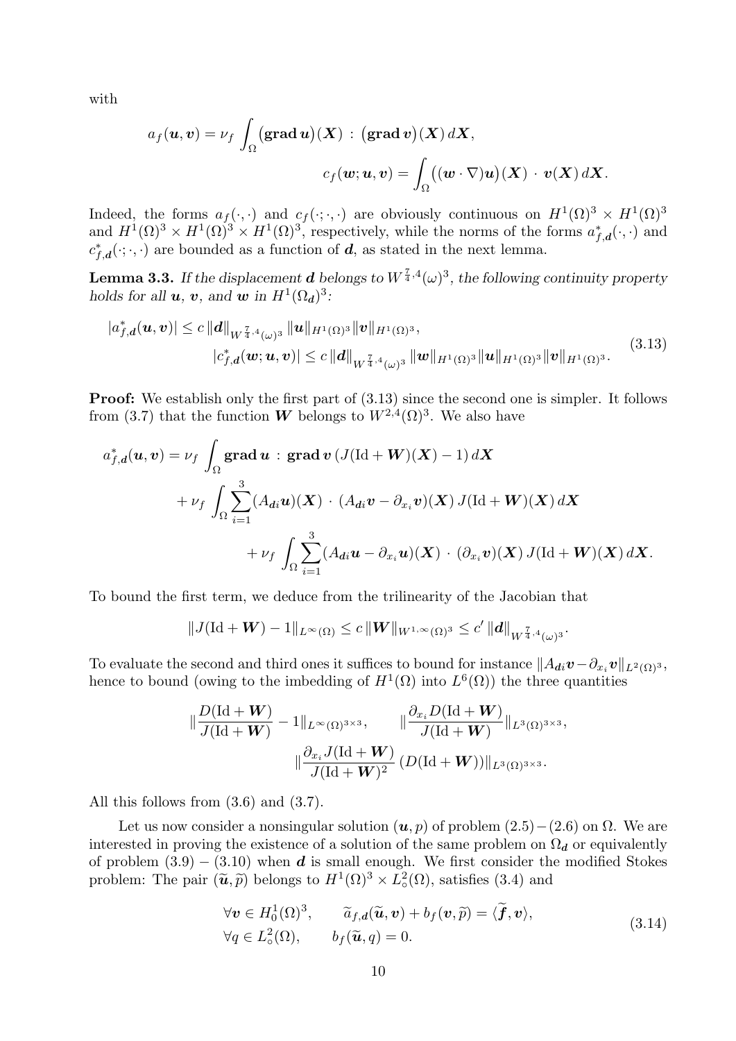with

$$a_f(\boldsymbol{u},\boldsymbol{v}) = \nu_f \int_\Omega \big(\mathbf{grad}\,\boldsymbol{u}\big)(\boldsymbol{X}) : \big(\mathbf{grad}\,\boldsymbol{v}\big)(\boldsymbol{X})\,d\boldsymbol{X},$$
$$c_f(\boldsymbol{w};\boldsymbol{u},\boldsymbol{v}) = \int_\Omega \big((\boldsymbol{w}\cdot\nabla)\boldsymbol{u}\big)(\boldsymbol{X}) \cdot \boldsymbol{v}(\boldsymbol{X})\,d\boldsymbol{X}.$$

Indeed, the forms $a_f(\cdot,\cdot)$ and $c_f(\cdot;\cdot,\cdot)$ are obviously continuous on $H^1(\Omega)^3 \times H^1(\Omega)^3$ and $H^1(\Omega)^3 \times H^1(\Omega)^3 \times H^1(\Omega)^3$, respectively, while the norms of the forms $a^*_{f,\boldsymbol{d}}(\cdot,\cdot)$ and $c^*_{f,\boldsymbol{d}}(\cdot;\cdot,\cdot)$ are bounded as a function of $\boldsymbol{d}$, as stated in the next lemma.

**Lemma 3.3.** *If the displacement $\boldsymbol{d}$ belongs to $W^{\frac{7}{4},4}(\omega)^3$, the following continuity property holds for all $\boldsymbol{u}$, $\boldsymbol{v}$, and $\boldsymbol{w}$ in $H^1(\Omega_{\boldsymbol{d}})^3$:*

$$\begin{aligned}
&|a^*_{f,\boldsymbol{d}}(\boldsymbol{u},\boldsymbol{v})| \le c\,\|\boldsymbol{d}\|_{W^{\frac{7}{4},4}(\omega)^3}\,\|\boldsymbol{u}\|_{H^1(\Omega)^3}\|\boldsymbol{v}\|_{H^1(\Omega)^3},\\
&\qquad |c^*_{f,\boldsymbol{d}}(\boldsymbol{w};\boldsymbol{u},\boldsymbol{v})| \le c\,\|\boldsymbol{d}\|_{W^{\frac{7}{4},4}(\omega)^3}\,\|\boldsymbol{w}\|_{H^1(\Omega)^3}\|\boldsymbol{u}\|_{H^1(\Omega)^3}\|\boldsymbol{v}\|_{H^1(\Omega)^3}.
\end{aligned}\tag{3.13}$$

**Proof:** We establish only the first part of (3.13) since the second one is simpler. It follows from (3.7) that the function $\boldsymbol{W}$ belongs to $W^{2,4}(\Omega)^3$. We also have

$$\begin{aligned}
a^*_{f,\boldsymbol{d}}(\boldsymbol{u},\boldsymbol{v}) &= \nu_f \int_\Omega \mathbf{grad}\,\boldsymbol{u} : \mathbf{grad}\,\boldsymbol{v}\,\big(J(\mathrm{Id}+\boldsymbol{W})(\boldsymbol{X})-1\big)\,d\boldsymbol{X}\\
&\quad + \nu_f \int_\Omega \sum_{i=1}^3 (A_{\boldsymbol{d}i}\boldsymbol{u})(\boldsymbol{X}) \cdot (A_{\boldsymbol{d}i}\boldsymbol{v} - \partial_{x_i}\boldsymbol{v})(\boldsymbol{X})\,J(\mathrm{Id}+\boldsymbol{W})(\boldsymbol{X})\,d\boldsymbol{X}\\
&\qquad + \nu_f \int_\Omega \sum_{i=1}^3 (A_{\boldsymbol{d}i}\boldsymbol{u} - \partial_{x_i}\boldsymbol{u})(\boldsymbol{X}) \cdot (\partial_{x_i}\boldsymbol{v})(\boldsymbol{X})\,J(\mathrm{Id}+\boldsymbol{W})(\boldsymbol{X})\,d\boldsymbol{X}.
\end{aligned}$$

To bound the first term, we deduce from the trilinearity of the Jacobian that

$$\|J(\mathrm{Id}+\boldsymbol{W})-1\|_{L^\infty(\Omega)} \le c\,\|\boldsymbol{W}\|_{W^{1,\infty}(\Omega)^3} \le c'\,\|\boldsymbol{d}\|_{W^{\frac{7}{4},4}(\omega)^3}.$$

To evaluate the second and third ones it suffices to bound for instance $\|A_{\boldsymbol{d}i}\boldsymbol{v} - \partial_{x_i}\boldsymbol{v}\|_{L^2(\Omega)^3}$, hence to bound (owing to the imbedding of $H^1(\Omega)$ into $L^6(\Omega)$) the three quantities

$$\Big\|\frac{D(\mathrm{Id}+\boldsymbol{W})}{J(\mathrm{Id}+\boldsymbol{W})} - 1\Big\|_{L^\infty(\Omega)^{3\times3}}, \qquad \Big\|\frac{\partial_{x_i}D(\mathrm{Id}+\boldsymbol{W})}{J(\mathrm{Id}+\boldsymbol{W})}\Big\|_{L^3(\Omega)^{3\times3}},$$
$$\Big\|\frac{\partial_{x_i}J(\mathrm{Id}+\boldsymbol{W})}{J(\mathrm{Id}+\boldsymbol{W})^2}\,\big(D(\mathrm{Id}+\boldsymbol{W})\big)\Big\|_{L^3(\Omega)^{3\times3}}.$$

All this follows from (3.6) and (3.7).

Let us now consider a nonsingular solution $(\boldsymbol{u},p)$ of problem $(2.5)-(2.6)$ on $\Omega$. We are interested in proving the existence of a solution of the same problem on $\Omega_{\boldsymbol{d}}$ or equivalently of problem $(3.9)-(3.10)$ when $\boldsymbol{d}$ is small enough. We first consider the modified Stokes problem: The pair $(\widetilde{\boldsymbol{u}},\widetilde{p})$ belongs to $H^1(\Omega)^3 \times L^2_\circ(\Omega)$, satisfies (3.4) and

$$\begin{aligned}
&\forall \boldsymbol{v} \in H^1_0(\Omega)^3, \qquad \widetilde{a}_{f,\boldsymbol{d}}(\widetilde{\boldsymbol{u}},\boldsymbol{v}) + b_f(\boldsymbol{v},\widetilde{p}) = \langle \widetilde{\boldsymbol{f}},\boldsymbol{v}\rangle,\\
&\forall q \in L^2_\circ(\Omega), \qquad b_f(\widetilde{\boldsymbol{u}},q) = 0.
\end{aligned}\tag{3.14}$$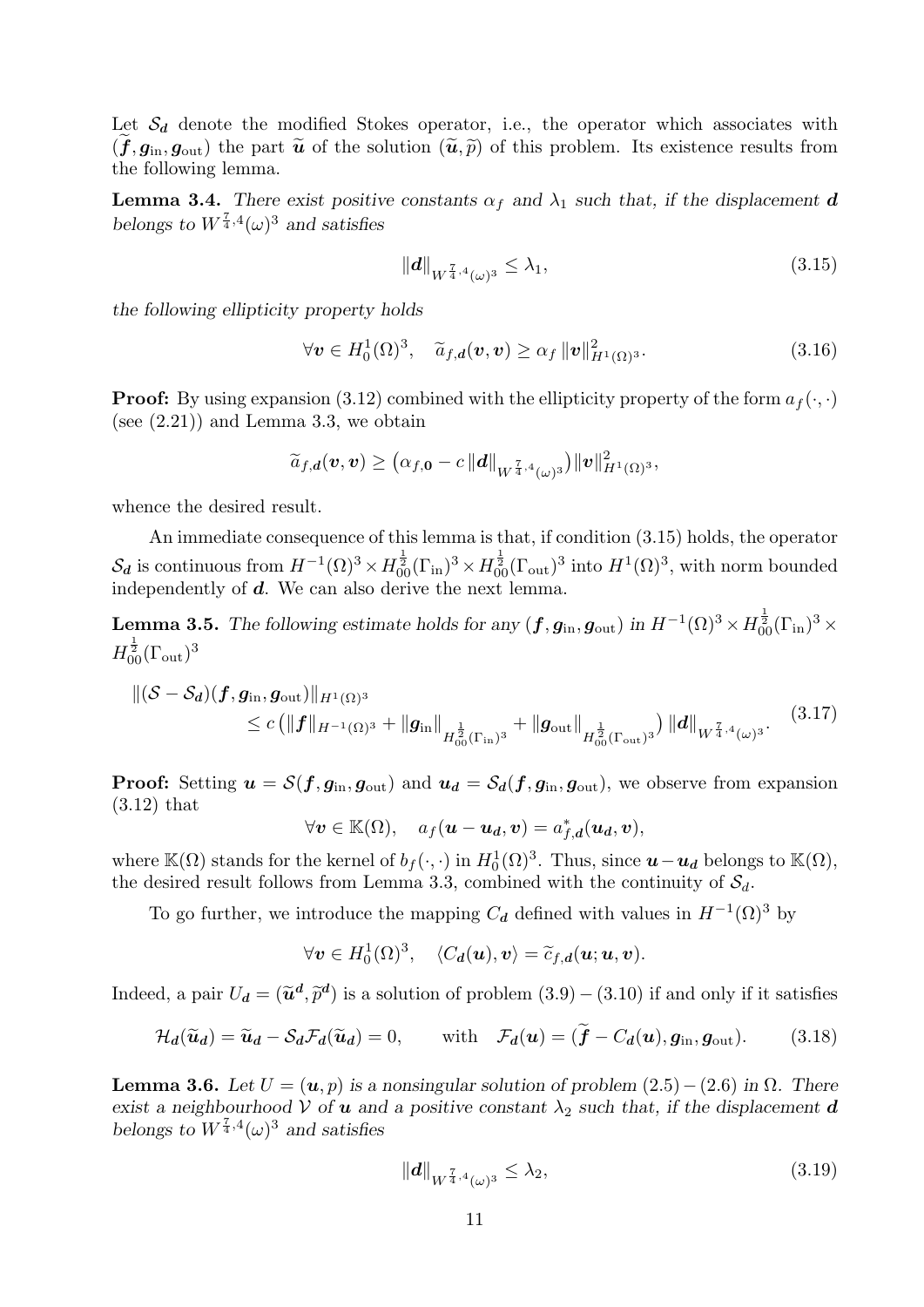Let $\mathcal{S}_{\boldsymbol{d}}$ denote the modified Stokes operator, i.e., the operator which associates with $(\widetilde{\boldsymbol{f}}, \boldsymbol{g}_{\rm in}, \boldsymbol{g}_{\rm out})$ the part $\widetilde{\boldsymbol{u}}$ of the solution $(\widetilde{\boldsymbol{u}}, \widetilde{p})$ of this problem. Its existence results from the following lemma.

**Lemma 3.4.** *There exist positive constants $\alpha_f$ and $\lambda_1$ such that, if the displacement $\boldsymbol{d}$ belongs to $W^{\frac{7}{4},4}(\omega)^3$ and satisfies*

$$\|\boldsymbol{d}\|_{W^{\frac{7}{4},4}(\omega)^3} \leq \lambda_1, \tag{3.15}$$

*the following ellipticity property holds*

$$\forall \boldsymbol{v} \in H_0^1(\Omega)^3, \quad \widetilde{a}_{f,\boldsymbol{d}}(\boldsymbol{v}, \boldsymbol{v}) \geq \alpha_f \, \|\boldsymbol{v}\|^2_{H^1(\Omega)^3}. \tag{3.16}$$

**Proof:** By using expansion (3.12) combined with the ellipticity property of the form $a_f(\cdot, \cdot)$ (see (2.21)) and Lemma 3.3, we obtain

$$\widetilde{a}_{f,\boldsymbol{d}}(\boldsymbol{v}, \boldsymbol{v}) \geq \big(\alpha_{f,\boldsymbol{0}} - c\,\|\boldsymbol{d}\|_{W^{\frac{7}{4},4}(\omega)^3}\big) \|\boldsymbol{v}\|^2_{H^1(\Omega)^3},$$

whence the desired result.

An immediate consequence of this lemma is that, if condition (3.15) holds, the operator $\mathcal{S}_{\boldsymbol{d}}$ is continuous from $H^{-1}(\Omega)^3 \times H_{00}^{\frac{1}{2}}(\Gamma_{\rm in})^3 \times H_{00}^{\frac{1}{2}}(\Gamma_{\rm out})^3$ into $H^1(\Omega)^3$, with norm bounded independently of $\boldsymbol{d}$. We can also derive the next lemma.

**Lemma 3.5.** *The following estimate holds for any $(\boldsymbol{f}, \boldsymbol{g}_{\rm in}, \boldsymbol{g}_{\rm out})$ in $H^{-1}(\Omega)^3 \times H_{00}^{\frac{1}{2}}(\Gamma_{\rm in})^3 \times H_{00}^{\frac{1}{2}}(\Gamma_{\rm out})^3$*

$$\begin{aligned}
&\|(\mathcal{S} - \mathcal{S}_{\boldsymbol{d}})(\boldsymbol{f}, \boldsymbol{g}_{\rm in}, \boldsymbol{g}_{\rm out})\|_{H^1(\Omega)^3} \\
&\qquad \leq c\,\big(\|\boldsymbol{f}\|_{H^{-1}(\Omega)^3} + \|\boldsymbol{g}_{\rm in}\|_{H_{00}^{\frac{1}{2}}(\Gamma_{\rm in})^3} + \|\boldsymbol{g}_{\rm out}\|_{H_{00}^{\frac{1}{2}}(\Gamma_{\rm out})^3}\big)\, \|\boldsymbol{d}\|_{W^{\frac{7}{4},4}(\omega)^3}.
\end{aligned} \tag{3.17}$$

**Proof:** Setting $\boldsymbol{u} = \mathcal{S}(\boldsymbol{f}, \boldsymbol{g}_{\rm in}, \boldsymbol{g}_{\rm out})$ and $\boldsymbol{u}_{\boldsymbol{d}} = \mathcal{S}_{\boldsymbol{d}}(\boldsymbol{f}, \boldsymbol{g}_{\rm in}, \boldsymbol{g}_{\rm out})$, we observe from expansion (3.12) that

$$\forall \boldsymbol{v} \in \mathbb{K}(\Omega), \quad a_f(\boldsymbol{u} - \boldsymbol{u}_{\boldsymbol{d}}, \boldsymbol{v}) = a^*_{f,\boldsymbol{d}}(\boldsymbol{u}_{\boldsymbol{d}}, \boldsymbol{v}),$$

where $\mathbb{K}(\Omega)$ stands for the kernel of $b_f(\cdot, \cdot)$ in $H_0^1(\Omega)^3$. Thus, since $\boldsymbol{u} - \boldsymbol{u}_{\boldsymbol{d}}$ belongs to $\mathbb{K}(\Omega)$, the desired result follows from Lemma 3.3, combined with the continuity of $\mathcal{S}_d$.

To go further, we introduce the mapping $C_{\boldsymbol{d}}$ defined with values in $H^{-1}(\Omega)^3$ by

$$\forall \boldsymbol{v} \in H_0^1(\Omega)^3, \quad \langle C_{\boldsymbol{d}}(\boldsymbol{u}), \boldsymbol{v}\rangle = \widetilde{c}_{f,\boldsymbol{d}}(\boldsymbol{u}; \boldsymbol{u}, \boldsymbol{v}).$$

Indeed, a pair $U_{\boldsymbol{d}} = (\widetilde{\boldsymbol{u}}^{\boldsymbol{d}}, \widetilde{p}^{\boldsymbol{d}})$ is a solution of problem (3.9) – (3.10) if and only if it satisfies

$$\mathcal{H}_{\boldsymbol{d}}(\widetilde{\boldsymbol{u}}_{\boldsymbol{d}}) = \widetilde{\boldsymbol{u}}_{\boldsymbol{d}} - \mathcal{S}_{\boldsymbol{d}} \mathcal{F}_{\boldsymbol{d}}(\widetilde{\boldsymbol{u}}_{\boldsymbol{d}}) = 0, \qquad \text{with} \quad \mathcal{F}_{\boldsymbol{d}}(\boldsymbol{u}) = (\widetilde{\boldsymbol{f}} - C_{\boldsymbol{d}}(\boldsymbol{u}), \boldsymbol{g}_{\rm in}, \boldsymbol{g}_{\rm out}). \tag{3.18}$$

**Lemma 3.6.** *Let $U = (\boldsymbol{u}, p)$ is a nonsingular solution of problem (2.5) – (2.6) in $\Omega$. There exist a neighbourhood $\mathcal{V}$ of $\boldsymbol{u}$ and a positive constant $\lambda_2$ such that, if the displacement $\boldsymbol{d}$ belongs to $W^{\frac{7}{4},4}(\omega)^3$ and satisfies*

$$\|\boldsymbol{d}\|_{W^{\frac{7}{4},4}(\omega)^3} \leq \lambda_2, \tag{3.19}$$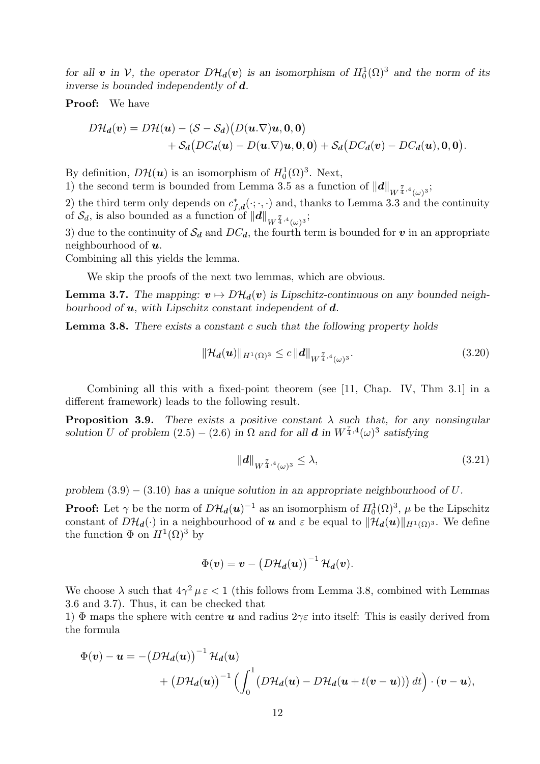*for all* $\boldsymbol{v}$ *in* $\mathcal{V}$*, the operator* $D\mathcal{H}_{\boldsymbol{d}}(\boldsymbol{v})$ *is an isomorphism of* $H_0^1(\Omega)^3$ *and the norm of its inverse is bounded independently of* $\boldsymbol{d}$*.*

**Proof:** We have

$$D\mathcal{H}_{\boldsymbol{d}}(\boldsymbol{v}) = D\mathcal{H}(\boldsymbol{u}) - (\mathcal{S} - \mathcal{S}_{\boldsymbol{d}})\big(D(\boldsymbol{u}.\nabla)\boldsymbol{u}, \boldsymbol{0}, \boldsymbol{0}\big) + \mathcal{S}_{\boldsymbol{d}}\big(DC_{\boldsymbol{d}}(\boldsymbol{u}) - D(\boldsymbol{u}.\nabla)\boldsymbol{u}, \boldsymbol{0}, \boldsymbol{0}\big) + \mathcal{S}_{\boldsymbol{d}}\big(DC_{\boldsymbol{d}}(\boldsymbol{v}) - DC_{\boldsymbol{d}}(\boldsymbol{u}), \boldsymbol{0}, \boldsymbol{0}\big).$$

By definition, $D\mathcal{H}(\boldsymbol{u})$ is an isomorphism of $H_0^1(\Omega)^3$. Next,
1) the second term is bounded from Lemma 3.5 as a function of $\|\boldsymbol{d}\|_{W^{\frac{7}{4},4}(\omega)^3}$;
2) the third term only depends on $c^*_{f,\boldsymbol{d}}(\cdot;\cdot,\cdot)$ and, thanks to Lemma 3.3 and the continuity of $\mathcal{S}_d$, is also bounded as a function of $\|\boldsymbol{d}\|_{W^{\frac{7}{4},4}(\omega)^3}$;
3) due to the continuity of $\mathcal{S}_{\boldsymbol{d}}$ and $DC_{\boldsymbol{d}}$, the fourth term is bounded for $\boldsymbol{v}$ in an appropriate neighbourhood of $\boldsymbol{u}$.
Combining all this yields the lemma.

We skip the proofs of the next two lemmas, which are obvious.

**Lemma 3.7.** *The mapping:* $\boldsymbol{v} \mapsto D\mathcal{H}_{\boldsymbol{d}}(\boldsymbol{v})$ *is Lipschitz-continuous on any bounded neighbourhood of* $\boldsymbol{u}$*, with Lipschitz constant independent of* $\boldsymbol{d}$*.*

**Lemma 3.8.** *There exists a constant* $c$ *such that the following property holds*

$$\|\mathcal{H}_{\boldsymbol{d}}(\boldsymbol{u})\|_{H^1(\Omega)^3} \leq c\, \|\boldsymbol{d}\|_{W^{\frac{7}{4},4}(\omega)^3}. \tag{3.20}$$

Combining all this with a fixed-point theorem (see [11, Chap. IV, Thm 3.1] in a different framework) leads to the following result.

**Proposition 3.9.** *There exists a positive constant* $\lambda$ *such that, for any nonsingular solution* $U$ *of problem* (2.5) – (2.6) *in* $\Omega$ *and for all* $\boldsymbol{d}$ *in* $W^{\frac{7}{4},4}(\omega)^3$ *satisfying*

$$\|\boldsymbol{d}\|_{W^{\frac{7}{4},4}(\omega)^3} \leq \lambda, \tag{3.21}$$

*problem* (3.9) – (3.10) *has a unique solution in an appropriate neighbourhood of* $U$*.*

**Proof:** Let $\gamma$ be the norm of $D\mathcal{H}_{\boldsymbol{d}}(\boldsymbol{u})^{-1}$ as an isomorphism of $H_0^1(\Omega)^3$, $\mu$ be the Lipschitz constant of $D\mathcal{H}_{\boldsymbol{d}}(\cdot)$ in a neighbourhood of $\boldsymbol{u}$ and $\varepsilon$ be equal to $\|\mathcal{H}_{\boldsymbol{d}}(\boldsymbol{u})\|_{H^1(\Omega)^3}$. We define the function $\Phi$ on $H^1(\Omega)^3$ by

$$\Phi(\boldsymbol{v}) = \boldsymbol{v} - \big(D\mathcal{H}_{\boldsymbol{d}}(\boldsymbol{u})\big)^{-1}\mathcal{H}_{\boldsymbol{d}}(\boldsymbol{v}).$$

We choose $\lambda$ such that $4\gamma^2\mu\,\varepsilon < 1$ (this follows from Lemma 3.8, combined with Lemmas 3.6 and 3.7). Thus, it can be checked that
1) $\Phi$ maps the sphere with centre $\boldsymbol{u}$ and radius $2\gamma\varepsilon$ into itself: This is easily derived from the formula

$$\Phi(\boldsymbol{v}) - \boldsymbol{u} = -\big(D\mathcal{H}_{\boldsymbol{d}}(\boldsymbol{u})\big)^{-1}\mathcal{H}_{\boldsymbol{d}}(\boldsymbol{u}) + \big(D\mathcal{H}_{\boldsymbol{d}}(\boldsymbol{u})\big)^{-1}\Big(\int_0^1 \big(D\mathcal{H}_{\boldsymbol{d}}(\boldsymbol{u}) - D\mathcal{H}_{\boldsymbol{d}}(\boldsymbol{u} + t(\boldsymbol{v}-\boldsymbol{u}))\big)\,dt\Big)\cdot(\boldsymbol{v}-\boldsymbol{u}),$$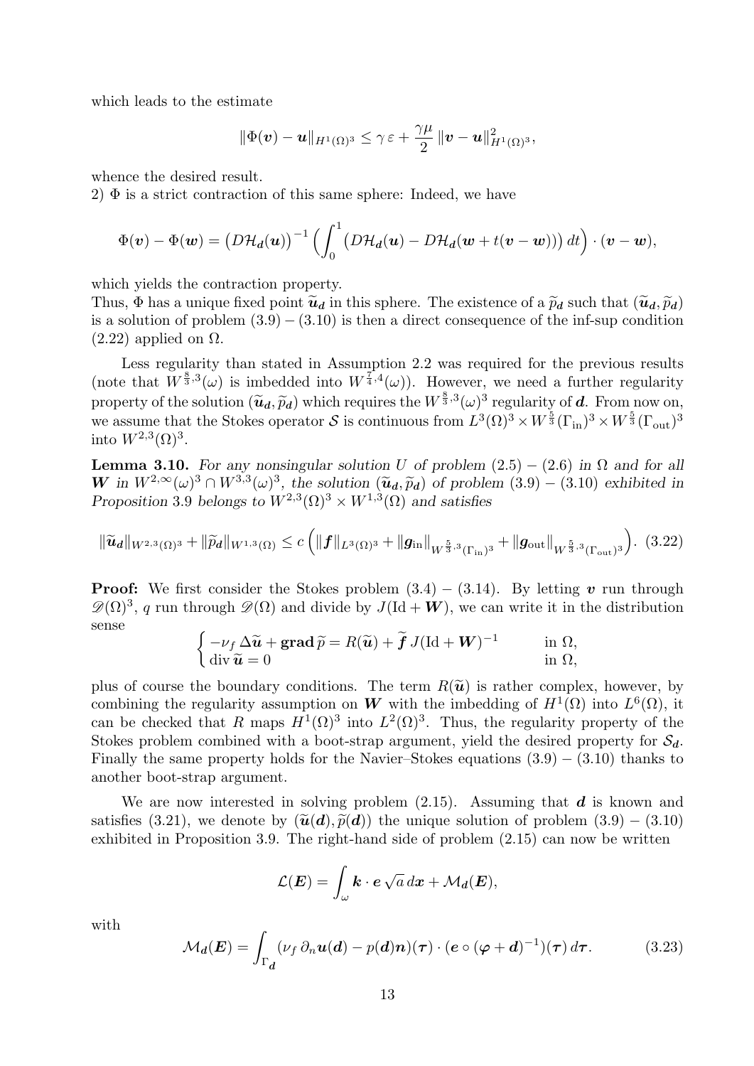which leads to the estimate

$$\|\Phi(\boldsymbol{v}) - \boldsymbol{u}\|_{H^1(\Omega)^3} \leq \gamma\,\varepsilon + \frac{\gamma\mu}{2}\,\|\boldsymbol{v} - \boldsymbol{u}\|^2_{H^1(\Omega)^3},$$

whence the desired result.

2) $\Phi$ is a strict contraction of this same sphere: Indeed, we have

$$\Phi(\boldsymbol{v}) - \Phi(\boldsymbol{w}) = \big(D\mathcal{H}_{\boldsymbol{d}}(\boldsymbol{u})\big)^{-1}\Big(\int_0^1 \big(D\mathcal{H}_{\boldsymbol{d}}(\boldsymbol{u}) - D\mathcal{H}_{\boldsymbol{d}}(\boldsymbol{w} + t(\boldsymbol{v} - \boldsymbol{w}))\big)\,dt\Big)\cdot(\boldsymbol{v} - \boldsymbol{w}),$$

which yields the contraction property.

Thus, $\Phi$ has a unique fixed point $\widetilde{\boldsymbol{u}}_{\boldsymbol{d}}$ in this sphere. The existence of a $\widetilde{p}_{\boldsymbol{d}}$ such that $(\widetilde{\boldsymbol{u}}_{\boldsymbol{d}}, \widetilde{p}_{\boldsymbol{d}})$ is a solution of problem $(3.9)-(3.10)$ is then a direct consequence of the inf-sup condition $(2.22)$ applied on $\Omega$.

Less regularity than stated in Assumption 2.2 was required for the previous results (note that $W^{\frac{8}{3},3}(\omega)$ is imbedded into $W^{\frac{7}{4},4}(\omega)$). However, we need a further regularity property of the solution $(\widetilde{\boldsymbol{u}}_{\boldsymbol{d}}, \widetilde{p}_{\boldsymbol{d}})$ which requires the $W^{\frac{8}{3},3}(\omega)^3$ regularity of $\boldsymbol{d}$. From now on, we assume that the Stokes operator $\mathcal{S}$ is continuous from $L^3(\Omega)^3 \times W^{\frac{5}{3}}(\Gamma_{\rm in})^3 \times W^{\frac{5}{3}}(\Gamma_{\rm out})^3$ into $W^{2,3}(\Omega)^3$.

**Lemma 3.10.** *For any nonsingular solution $U$ of problem $(2.5)-(2.6)$ in $\Omega$ and for all $\boldsymbol{W}$ in $W^{2,\infty}(\omega)^3 \cap W^{3,3}(\omega)^3$, the solution $(\widetilde{\boldsymbol{u}}_{\boldsymbol{d}}, \widetilde{p}_{\boldsymbol{d}})$ of problem $(3.9)-(3.10)$ exhibited in Proposition 3.9 belongs to $W^{2,3}(\Omega)^3 \times W^{1,3}(\Omega)$ and satisfies*

$$\|\widetilde{\boldsymbol{u}}_{\boldsymbol{d}}\|_{W^{2,3}(\Omega)^3} + \|\widetilde{p}_{\boldsymbol{d}}\|_{W^{1,3}(\Omega)} \leq c\,\Big(\|\boldsymbol{f}\|_{L^3(\Omega)^3} + \|\boldsymbol{g}_{\rm in}\|_{W^{\frac{5}{3},3}(\Gamma_{\rm in})^3} + \|\boldsymbol{g}_{\rm out}\|_{W^{\frac{5}{3},3}(\Gamma_{\rm out})^3}\Big). \quad (3.22)$$

**Proof:** We first consider the Stokes problem $(3.4)-(3.14)$. By letting $\boldsymbol{v}$ run through $\mathscr{D}(\Omega)^3$, $q$ run through $\mathscr{D}(\Omega)$ and divide by $J(\mathrm{Id} + \boldsymbol{W})$, we can write it in the distribution sense

$$\begin{cases} -\nu_f\,\Delta\widetilde{\boldsymbol{u}} + \mathbf{grad}\,\widetilde{p} = R(\widetilde{\boldsymbol{u}}) + \widetilde{\boldsymbol{f}}\,J(\mathrm{Id} + \boldsymbol{W})^{-1} & \text{in } \Omega, \\ \operatorname{div}\widetilde{\boldsymbol{u}} = 0 & \text{in } \Omega, \end{cases}$$

plus of course the boundary conditions. The term $R(\widetilde{\boldsymbol{u}})$ is rather complex, however, by combining the regularity assumption on $\boldsymbol{W}$ with the imbedding of $H^1(\Omega)$ into $L^6(\Omega)$, it can be checked that $R$ maps $H^1(\Omega)^3$ into $L^2(\Omega)^3$. Thus, the regularity property of the Stokes problem combined with a boot-strap argument, yield the desired property for $\mathcal{S}_{\boldsymbol{d}}$. Finally the same property holds for the Navier–Stokes equations $(3.9)-(3.10)$ thanks to another boot-strap argument.

We are now interested in solving problem $(2.15)$. Assuming that $\boldsymbol{d}$ is known and satisfies $(3.21)$, we denote by $(\widetilde{\boldsymbol{u}}(\boldsymbol{d}), \widetilde{p}(\boldsymbol{d}))$ the unique solution of problem $(3.9)-(3.10)$ exhibited in Proposition 3.9. The right-hand side of problem $(2.15)$ can now be written

$$\mathcal{L}(\boldsymbol{E}) = \int_\omega \boldsymbol{k}\cdot\boldsymbol{e}\,\sqrt{a}\,d\boldsymbol{x} + \mathcal{M}_{\boldsymbol{d}}(\boldsymbol{E}),$$

with

$$\mathcal{M}_{\boldsymbol{d}}(\boldsymbol{E}) = \int_{\Gamma_{\boldsymbol{d}}} (\nu_f\,\partial_n\boldsymbol{u}(\boldsymbol{d}) - p(\boldsymbol{d})\boldsymbol{n})(\boldsymbol{\tau})\cdot(\boldsymbol{e}\circ(\boldsymbol{\varphi} + \boldsymbol{d})^{-1})(\boldsymbol{\tau})\,d\boldsymbol{\tau}. \quad (3.23)$$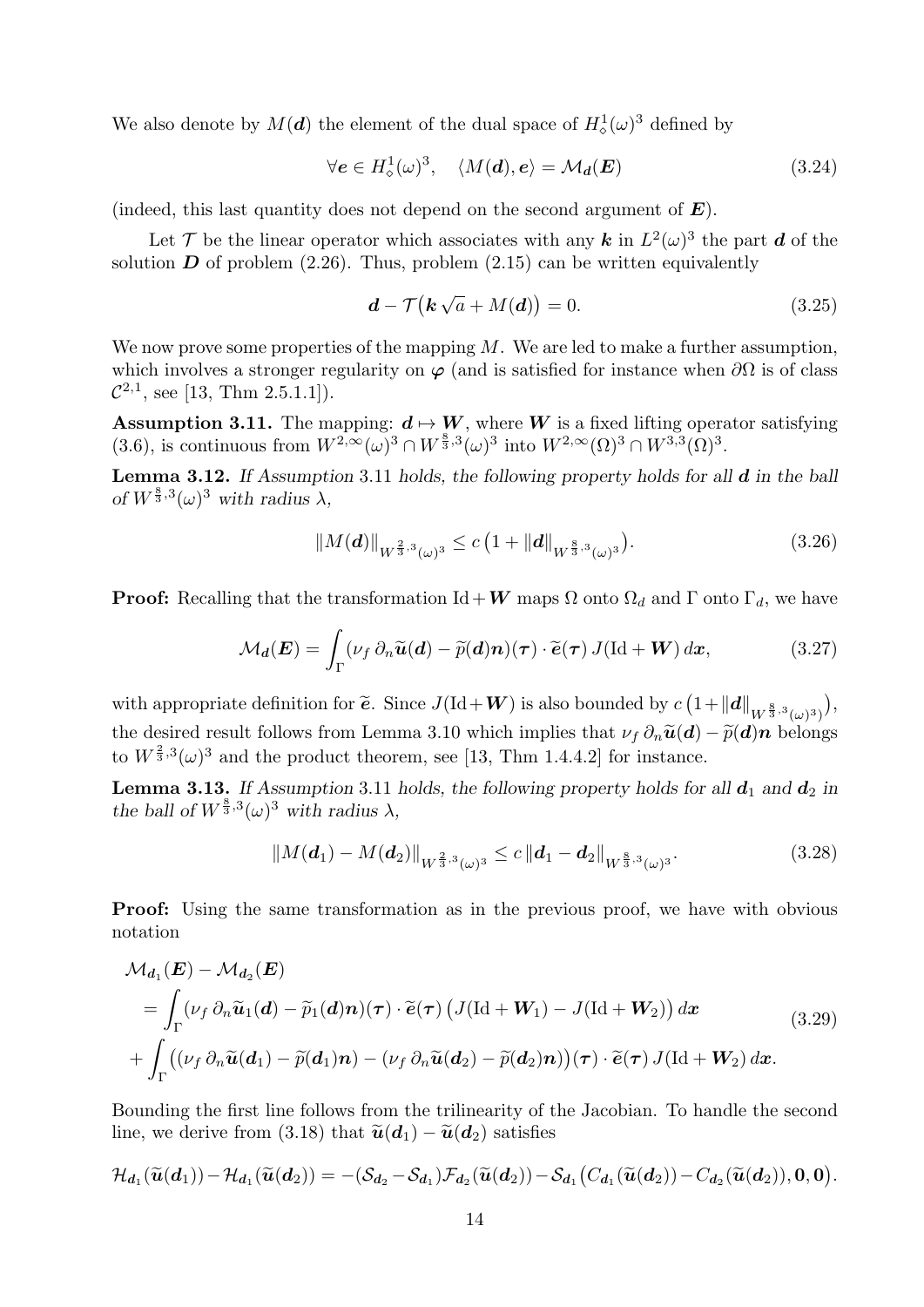We also denote by $M(\boldsymbol{d})$ the element of the dual space of $H^1_\diamond(\omega)^3$ defined by

$$\forall \boldsymbol{e} \in H^1_\diamond(\omega)^3, \quad \langle M(\boldsymbol{d}), \boldsymbol{e}\rangle = \mathcal{M}_{\boldsymbol{d}}(\boldsymbol{E}) \tag{3.24}$$

(indeed, this last quantity does not depend on the second argument of $\boldsymbol{E}$).

Let $\mathcal{T}$ be the linear operator which associates with any $\boldsymbol{k}$ in $L^2(\omega)^3$ the part $\boldsymbol{d}$ of the solution $\boldsymbol{D}$ of problem (2.26). Thus, problem (2.15) can be written equivalently

$$\boldsymbol{d} - \mathcal{T}\big(\boldsymbol{k}\sqrt{a} + M(\boldsymbol{d})\big) = 0. \tag{3.25}$$

We now prove some properties of the mapping $M$. We are led to make a further assumption, which involves a stronger regularity on $\boldsymbol{\varphi}$ (and is satisfied for instance when $\partial\Omega$ is of class $\mathcal{C}^{2,1}$, see [13, Thm 2.5.1.1]).

**Assumption 3.11.** The mapping: $\boldsymbol{d} \mapsto \boldsymbol{W}$, where $\boldsymbol{W}$ is a fixed lifting operator satisfying (3.6), is continuous from $W^{2,\infty}(\omega)^3 \cap W^{\frac{8}{3},3}(\omega)^3$ into $W^{2,\infty}(\Omega)^3 \cap W^{3,3}(\Omega)^3$.

**Lemma 3.12.** *If Assumption 3.11 holds, the following property holds for all $\boldsymbol{d}$ in the ball of $W^{\frac{8}{3},3}(\omega)^3$ with radius $\lambda$,*

$$\|M(\boldsymbol{d})\|_{W^{\frac{2}{3},3}(\omega)^3} \leq c\,\big(1 + \|\boldsymbol{d}\|_{W^{\frac{8}{3},3}(\omega)^3}\big). \tag{3.26}$$

**Proof:** Recalling that the transformation $\mathrm{Id} + \boldsymbol{W}$ maps $\Omega$ onto $\Omega_d$ and $\Gamma$ onto $\Gamma_d$, we have

$$\mathcal{M}_{\boldsymbol{d}}(\boldsymbol{E}) = \int_\Gamma (\nu_f\,\partial_n \widetilde{\boldsymbol{u}}(\boldsymbol{d}) - \widetilde{p}(\boldsymbol{d})\boldsymbol{n})(\boldsymbol{\tau}) \cdot \widetilde{\boldsymbol{e}}(\boldsymbol{\tau})\, J(\mathrm{Id} + \boldsymbol{W})\, d\boldsymbol{x}, \tag{3.27}$$

with appropriate definition for $\widetilde{\boldsymbol{e}}$. Since $J(\mathrm{Id}+\boldsymbol{W})$ is also bounded by $c\,\big(1+\|\boldsymbol{d}\|_{W^{\frac{8}{3},3}(\omega)^3}\big)$, the desired result follows from Lemma 3.10 which implies that $\nu_f\,\partial_n\widetilde{\boldsymbol{u}}(\boldsymbol{d}) - \widetilde{p}(\boldsymbol{d})\boldsymbol{n}$ belongs to $W^{\frac{2}{3},3}(\omega)^3$ and the product theorem, see [13, Thm 1.4.4.2] for instance.

**Lemma 3.13.** *If Assumption 3.11 holds, the following property holds for all $\boldsymbol{d}_1$ and $\boldsymbol{d}_2$ in the ball of $W^{\frac{8}{3},3}(\omega)^3$ with radius $\lambda$,*

$$\|M(\boldsymbol{d}_1) - M(\boldsymbol{d}_2)\|_{W^{\frac{2}{3},3}(\omega)^3} \leq c\,\|\boldsymbol{d}_1 - \boldsymbol{d}_2\|_{W^{\frac{8}{3},3}(\omega)^3}. \tag{3.28}$$

**Proof:** Using the same transformation as in the previous proof, we have with obvious notation

$$\begin{aligned}
&\mathcal{M}_{\boldsymbol{d}_1}(\boldsymbol{E}) - \mathcal{M}_{\boldsymbol{d}_2}(\boldsymbol{E}) \\
&\quad= \int_\Gamma (\nu_f\,\partial_n\widetilde{\boldsymbol{u}}_1(\boldsymbol{d}) - \widetilde{p}_1(\boldsymbol{d})\boldsymbol{n})(\boldsymbol{\tau}) \cdot \widetilde{\boldsymbol{e}}(\boldsymbol{\tau})\,\big(J(\mathrm{Id} + \boldsymbol{W}_1) - J(\mathrm{Id} + \boldsymbol{W}_2)\big)\, d\boldsymbol{x} \\
&\quad+ \int_\Gamma \big((\nu_f\,\partial_n\widetilde{\boldsymbol{u}}(\boldsymbol{d}_1) - \widetilde{p}(\boldsymbol{d}_1)\boldsymbol{n}) - (\nu_f\,\partial_n\widetilde{\boldsymbol{u}}(\boldsymbol{d}_2) - \widetilde{p}(\boldsymbol{d}_2)\boldsymbol{n})\big)(\boldsymbol{\tau}) \cdot \widetilde{\boldsymbol{e}}(\boldsymbol{\tau})\, J(\mathrm{Id} + \boldsymbol{W}_2)\, d\boldsymbol{x}.
\end{aligned} \tag{3.29}$$

Bounding the first line follows from the trilinearity of the Jacobian. To handle the second line, we derive from (3.18) that $\widetilde{\boldsymbol{u}}(\boldsymbol{d}_1) - \widetilde{\boldsymbol{u}}(\boldsymbol{d}_2)$ satisfies

$$\mathcal{H}_{\boldsymbol{d}_1}(\widetilde{\boldsymbol{u}}(\boldsymbol{d}_1)) - \mathcal{H}_{\boldsymbol{d}_1}(\widetilde{\boldsymbol{u}}(\boldsymbol{d}_2)) = -(\mathcal{S}_{\boldsymbol{d}_2} - \mathcal{S}_{\boldsymbol{d}_1})\mathcal{F}_{\boldsymbol{d}_2}(\widetilde{\boldsymbol{u}}(\boldsymbol{d}_2)) - \mathcal{S}_{\boldsymbol{d}_1}\big(C_{\boldsymbol{d}_1}(\widetilde{\boldsymbol{u}}(\boldsymbol{d}_2)) - C_{\boldsymbol{d}_2}(\widetilde{\boldsymbol{u}}(\boldsymbol{d}_2)), \boldsymbol{0}, \boldsymbol{0}\big).$$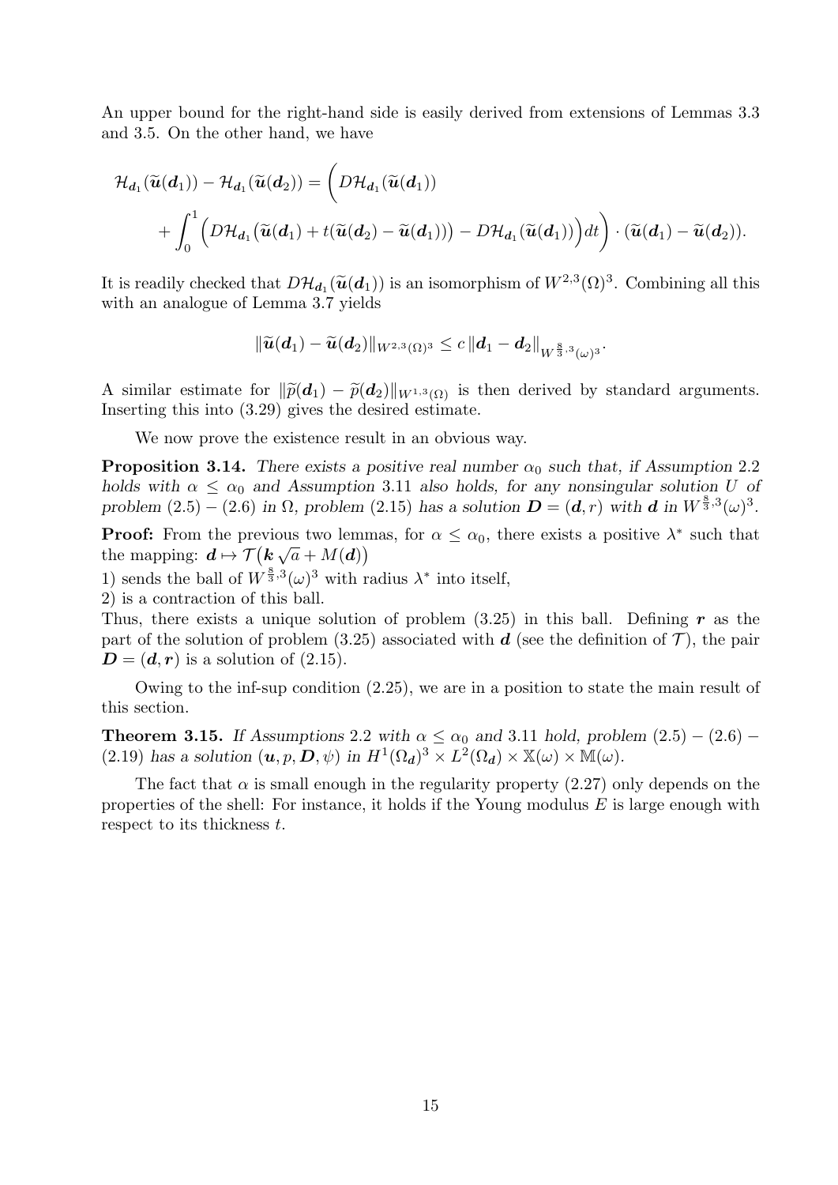An upper bound for the right-hand side is easily derived from extensions of Lemmas 3.3 and 3.5. On the other hand, we have

$$\mathcal{H}_{\boldsymbol{d}_1}(\widetilde{\boldsymbol{u}}(\boldsymbol{d}_1)) - \mathcal{H}_{\boldsymbol{d}_1}(\widetilde{\boldsymbol{u}}(\boldsymbol{d}_2)) = \bigg( D\mathcal{H}_{\boldsymbol{d}_1}(\widetilde{\boldsymbol{u}}(\boldsymbol{d}_1)) \\ + \int_0^1 \Big( D\mathcal{H}_{\boldsymbol{d}_1}\big(\widetilde{\boldsymbol{u}}(\boldsymbol{d}_1) + t(\widetilde{\boldsymbol{u}}(\boldsymbol{d}_2) - \widetilde{\boldsymbol{u}}(\boldsymbol{d}_1))\big) - D\mathcal{H}_{\boldsymbol{d}_1}(\widetilde{\boldsymbol{u}}(\boldsymbol{d}_1))\Big) dt \bigg) \cdot (\widetilde{\boldsymbol{u}}(\boldsymbol{d}_1) - \widetilde{\boldsymbol{u}}(\boldsymbol{d}_2)).$$

It is readily checked that $D\mathcal{H}_{\boldsymbol{d}_1}(\widetilde{\boldsymbol{u}}(\boldsymbol{d}_1))$ is an isomorphism of $W^{2,3}(\Omega)^3$. Combining all this with an analogue of Lemma 3.7 yields

$$\|\widetilde{\boldsymbol{u}}(\boldsymbol{d}_1) - \widetilde{\boldsymbol{u}}(\boldsymbol{d}_2)\|_{W^{2,3}(\Omega)^3} \leq c\, \|\boldsymbol{d}_1 - \boldsymbol{d}_2\|_{W^{\frac{8}{3},3}(\omega)^3}.$$

A similar estimate for $\|\widetilde{p}(\boldsymbol{d}_1) - \widetilde{p}(\boldsymbol{d}_2)\|_{W^{1,3}(\Omega)}$ is then derived by standard arguments. Inserting this into (3.29) gives the desired estimate.

We now prove the existence result in an obvious way.

**Proposition 3.14.** *There exists a positive real number $\alpha_0$ such that, if Assumption 2.2 holds with $\alpha \leq \alpha_0$ and Assumption 3.11 also holds, for any nonsingular solution $U$ of problem (2.5) – (2.6) in $\Omega$, problem (2.15) has a solution $\boldsymbol{D} = (\boldsymbol{d}, r)$ with $\boldsymbol{d}$ in $W^{\frac{8}{3},3}(\omega)^3$.*

**Proof:** From the previous two lemmas, for $\alpha \leq \alpha_0$, there exists a positive $\lambda^*$ such that the mapping: $\boldsymbol{d} \mapsto \mathcal{T}\big(\boldsymbol{k}\sqrt{a} + M(\boldsymbol{d})\big)$

1) sends the ball of $W^{\frac{8}{3},3}(\omega)^3$ with radius $\lambda^*$ into itself,

2) is a contraction of this ball.

Thus, there exists a unique solution of problem (3.25) in this ball. Defining $\boldsymbol{r}$ as the part of the solution of problem (3.25) associated with $\boldsymbol{d}$ (see the definition of $\mathcal{T}$), the pair $\boldsymbol{D} = (\boldsymbol{d}, \boldsymbol{r})$ is a solution of (2.15).

Owing to the inf-sup condition (2.25), we are in a position to state the main result of this section.

**Theorem 3.15.** *If Assumptions 2.2 with $\alpha \leq \alpha_0$ and 3.11 hold, problem (2.5) – (2.6) – (2.19) has a solution $(\boldsymbol{u}, p, \boldsymbol{D}, \psi)$ in $H^1(\Omega_{\boldsymbol{d}})^3 \times L^2(\Omega_{\boldsymbol{d}}) \times \mathbb{X}(\omega) \times \mathbb{M}(\omega)$.*

The fact that $\alpha$ is small enough in the regularity property (2.27) only depends on the properties of the shell: For instance, it holds if the Young modulus $E$ is large enough with respect to its thickness $t$.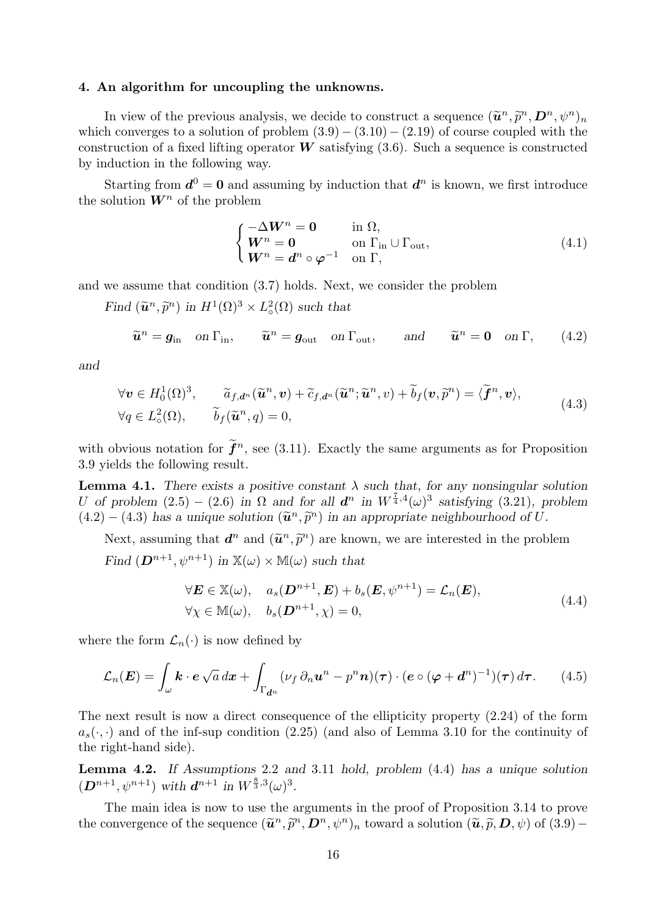#### 4. An algorithm for uncoupling the unknowns.

In view of the previous analysis, we decide to construct a sequence $(\widetilde{\boldsymbol{u}}^n, \widetilde{p}^n, \boldsymbol{D}^n, \psi^n)_n$ which converges to a solution of problem $(3.9)-(3.10)-(2.19)$ of course coupled with the construction of a fixed lifting operator $\boldsymbol{W}$ satisfying (3.6). Such a sequence is constructed by induction in the following way.

Starting from $\boldsymbol{d}^0 = \boldsymbol{0}$ and assuming by induction that $\boldsymbol{d}^n$ is known, we first introduce the solution $\boldsymbol{W}^n$ of the problem

$$\begin{cases} -\Delta \boldsymbol{W}^n = \boldsymbol{0} & \text{in } \Omega, \\ \boldsymbol{W}^n = \boldsymbol{0} & \text{on } \Gamma_{\text{in}} \cup \Gamma_{\text{out}}, \\ \boldsymbol{W}^n = \boldsymbol{d}^n \circ \boldsymbol{\varphi}^{-1} & \text{on } \Gamma, \end{cases} \tag{4.1}$$

and we assume that condition (3.7) holds. Next, we consider the problem

*Find* $(\widetilde{\boldsymbol{u}}^n, \widetilde{p}^n)$ *in* $H^1(\Omega)^3 \times L^2_\circ(\Omega)$ *such that*

$$\widetilde{\boldsymbol{u}}^n = \boldsymbol{g}_{\text{in}} \quad \text{on } \Gamma_{\text{in}}, \qquad \widetilde{\boldsymbol{u}}^n = \boldsymbol{g}_{\text{out}} \quad \text{on } \Gamma_{\text{out}}, \qquad \text{and} \qquad \widetilde{\boldsymbol{u}}^n = \boldsymbol{0} \quad \text{on } \Gamma, \tag{4.2}$$

*and*

$$\begin{aligned} &\forall \boldsymbol{v} \in H^1_0(\Omega)^3, \qquad \widetilde{a}_{f,\boldsymbol{d}^n}(\widetilde{\boldsymbol{u}}^n, \boldsymbol{v}) + \widetilde{c}_{f,\boldsymbol{d}^n}(\widetilde{\boldsymbol{u}}^n; \widetilde{\boldsymbol{u}}^n, v) + \widetilde{b}_f(\boldsymbol{v}, \widetilde{p}^n) = \langle \widetilde{\boldsymbol{f}}^n, \boldsymbol{v} \rangle, \\ &\forall q \in L^2_\circ(\Omega), \qquad \widetilde{b}_f(\widetilde{\boldsymbol{u}}^n, q) = 0, \end{aligned} \tag{4.3}$$

with obvious notation for $\widetilde{\boldsymbol{f}}^n$, see (3.11). Exactly the same arguments as for Proposition 3.9 yields the following result.

**Lemma 4.1.** *There exists a positive constant $\lambda$ such that, for any nonsingular solution $U$ of problem (2.5) – (2.6) in $\Omega$ and for all $\boldsymbol{d}^n$ in $W^{\frac{7}{4},4}(\omega)^3$ satisfying (3.21), problem (4.2) – (4.3) has a unique solution $(\widetilde{\boldsymbol{u}}^n, \widetilde{p}^n)$ in an appropriate neighbourhood of $U$.*

Next, assuming that $\boldsymbol{d}^n$ and $(\widetilde{\boldsymbol{u}}^n, \widetilde{p}^n)$ are known, we are interested in the problem

*Find* $(\boldsymbol{D}^{n+1}, \psi^{n+1})$ *in* $\mathbb{X}(\omega) \times \mathbb{M}(\omega)$ *such that*

$$\begin{aligned} &\forall \boldsymbol{E} \in \mathbb{X}(\omega), \quad a_s(\boldsymbol{D}^{n+1}, \boldsymbol{E}) + b_s(\boldsymbol{E}, \psi^{n+1}) = \mathcal{L}_n(\boldsymbol{E}), \\ &\forall \chi \in \mathbb{M}(\omega), \quad b_s(\boldsymbol{D}^{n+1}, \chi) = 0, \end{aligned} \tag{4.4}$$

where the form $\mathcal{L}_n(\cdot)$ is now defined by

$$\mathcal{L}_n(\boldsymbol{E}) = \int_\omega \boldsymbol{k} \cdot \boldsymbol{e} \sqrt{a}\, d\boldsymbol{x} + \int_{\Gamma_{\boldsymbol{d}^n}} (\nu_f\, \partial_n \boldsymbol{u}^n - p^n \boldsymbol{n})(\boldsymbol{\tau}) \cdot (\boldsymbol{e} \circ (\boldsymbol{\varphi} + \boldsymbol{d}^n)^{-1})(\boldsymbol{\tau})\, d\boldsymbol{\tau}. \tag{4.5}$$

The next result is now a direct consequence of the ellipticity property (2.24) of the form $a_s(\cdot, \cdot)$ and of the inf-sup condition (2.25) (and also of Lemma 3.10 for the continuity of the right-hand side).

**Lemma 4.2.** *If Assumptions 2.2 and 3.11 hold, problem (4.4) has a unique solution $(\boldsymbol{D}^{n+1}, \psi^{n+1})$ with $\boldsymbol{d}^{n+1}$ in $W^{\frac{8}{3},3}(\omega)^3$.*

The main idea is now to use the arguments in the proof of Proposition 3.14 to prove the convergence of the sequence $(\widetilde{\boldsymbol{u}}^n, \widetilde{p}^n, \boldsymbol{D}^n, \psi^n)_n$ toward a solution $(\widetilde{\boldsymbol{u}}, \widetilde{p}, \boldsymbol{D}, \psi)$ of (3.9) –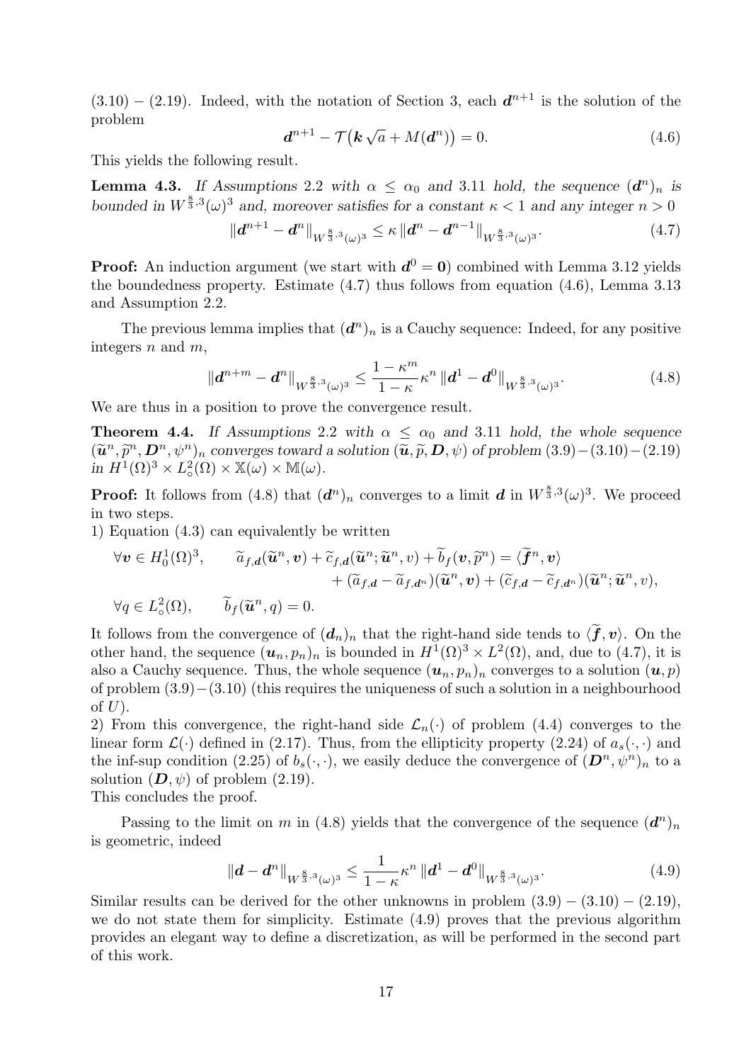(3.10) – (2.19). Indeed, with the notation of Section 3, each $\boldsymbol{d}^{n+1}$ is the solution of the problem

$$\boldsymbol{d}^{n+1} - \mathcal{T}\big(\boldsymbol{k}\sqrt{a} + M(\boldsymbol{d}^n)\big) = 0. \tag{4.6}$$

This yields the following result.

**Lemma 4.3.** *If Assumptions 2.2 with $\alpha \leq \alpha_0$ and 3.11 hold, the sequence $(\boldsymbol{d}^n)_n$ is bounded in $W^{\frac{8}{3},3}(\omega)^3$ and, moreover satisfies for a constant $\kappa < 1$ and any integer $n > 0$*

$$\|\boldsymbol{d}^{n+1} - \boldsymbol{d}^n\|_{W^{\frac{8}{3},3}(\omega)^3} \leq \kappa\, \|\boldsymbol{d}^n - \boldsymbol{d}^{n-1}\|_{W^{\frac{8}{3},3}(\omega)^3}. \tag{4.7}$$

**Proof:** An induction argument (we start with $\boldsymbol{d}^0 = \boldsymbol{0}$) combined with Lemma 3.12 yields the boundedness property. Estimate (4.7) thus follows from equation (4.6), Lemma 3.13 and Assumption 2.2.

The previous lemma implies that $(\boldsymbol{d}^n)_n$ is a Cauchy sequence: Indeed, for any positive integers $n$ and $m$,

$$\|\boldsymbol{d}^{n+m} - \boldsymbol{d}^n\|_{W^{\frac{8}{3},3}(\omega)^3} \leq \frac{1-\kappa^m}{1-\kappa}\kappa^n\, \|\boldsymbol{d}^1 - \boldsymbol{d}^0\|_{W^{\frac{8}{3},3}(\omega)^3}. \tag{4.8}$$

We are thus in a position to prove the convergence result.

**Theorem 4.4.** *If Assumptions 2.2 with $\alpha \leq \alpha_0$ and 3.11 hold, the whole sequence $(\widetilde{\boldsymbol{u}}^n, \widetilde{p}^n, \boldsymbol{D}^n, \psi^n)_n$ converges toward a solution $(\widetilde{\boldsymbol{u}}, \widetilde{p}, \boldsymbol{D}, \psi)$ of problem (3.9) – (3.10) – (2.19) in $H^1(\Omega)^3 \times L^2_\circ(\Omega) \times \mathbb{X}(\omega) \times \mathbb{M}(\omega)$.*

**Proof:** It follows from (4.8) that $(\boldsymbol{d}^n)_n$ converges to a limit $\boldsymbol{d}$ in $W^{\frac{8}{3},3}(\omega)^3$. We proceed in two steps.

1) Equation (4.3) can equivalently be written

$$\begin{aligned}
\forall \boldsymbol{v} \in H^1_0(\Omega)^3, \qquad & \widetilde{a}_{f,\boldsymbol{d}}(\widetilde{\boldsymbol{u}}^n, \boldsymbol{v}) + \widetilde{c}_{f,\boldsymbol{d}}(\widetilde{\boldsymbol{u}}^n; \widetilde{\boldsymbol{u}}^n, v) + \widetilde{b}_f(\boldsymbol{v}, \widetilde{p}^n) = \langle \widetilde{\boldsymbol{f}}^n, \boldsymbol{v}\rangle \\
& \qquad + (\widetilde{a}_{f,\boldsymbol{d}} - \widetilde{a}_{f,\boldsymbol{d}^n})(\widetilde{\boldsymbol{u}}^n, \boldsymbol{v}) + (\widetilde{c}_{f,\boldsymbol{d}} - \widetilde{c}_{f,\boldsymbol{d}^n})(\widetilde{\boldsymbol{u}}^n; \widetilde{\boldsymbol{u}}^n, v), \\
\forall q \in L^2_\circ(\Omega), \qquad & \widetilde{b}_f(\widetilde{\boldsymbol{u}}^n, q) = 0.
\end{aligned}$$

It follows from the convergence of $(\boldsymbol{d}_n)_n$ that the right-hand side tends to $\langle \widetilde{\boldsymbol{f}}, \boldsymbol{v}\rangle$. On the other hand, the sequence $(\boldsymbol{u}_n, p_n)_n$ is bounded in $H^1(\Omega)^3 \times L^2(\Omega)$, and, due to (4.7), it is also a Cauchy sequence. Thus, the whole sequence $(\boldsymbol{u}_n, p_n)_n$ converges to a solution $(\boldsymbol{u}, p)$ of problem (3.9) – (3.10) (this requires the uniqueness of such a solution in a neighbourhood of $U$).

2) From this convergence, the right-hand side $\mathcal{L}_n(\cdot)$ of problem (4.4) converges to the linear form $\mathcal{L}(\cdot)$ defined in (2.17). Thus, from the ellipticity property (2.24) of $a_s(\cdot,\cdot)$ and the inf-sup condition (2.25) of $b_s(\cdot,\cdot)$, we easily deduce the convergence of $(\boldsymbol{D}^n, \psi^n)_n$ to a solution $(\boldsymbol{D}, \psi)$ of problem (2.19).

This concludes the proof.

Passing to the limit on $m$ in (4.8) yields that the convergence of the sequence $(\boldsymbol{d}^n)_n$ is geometric, indeed

$$\|\boldsymbol{d} - \boldsymbol{d}^n\|_{W^{\frac{8}{3},3}(\omega)^3} \leq \frac{1}{1-\kappa}\kappa^n\, \|\boldsymbol{d}^1 - \boldsymbol{d}^0\|_{W^{\frac{8}{3},3}(\omega)^3}. \tag{4.9}$$

Similar results can be derived for the other unknowns in problem (3.9) – (3.10) – (2.19), we do not state them for simplicity. Estimate (4.9) proves that the previous algorithm provides an elegant way to define a discretization, as will be performed in the second part of this work.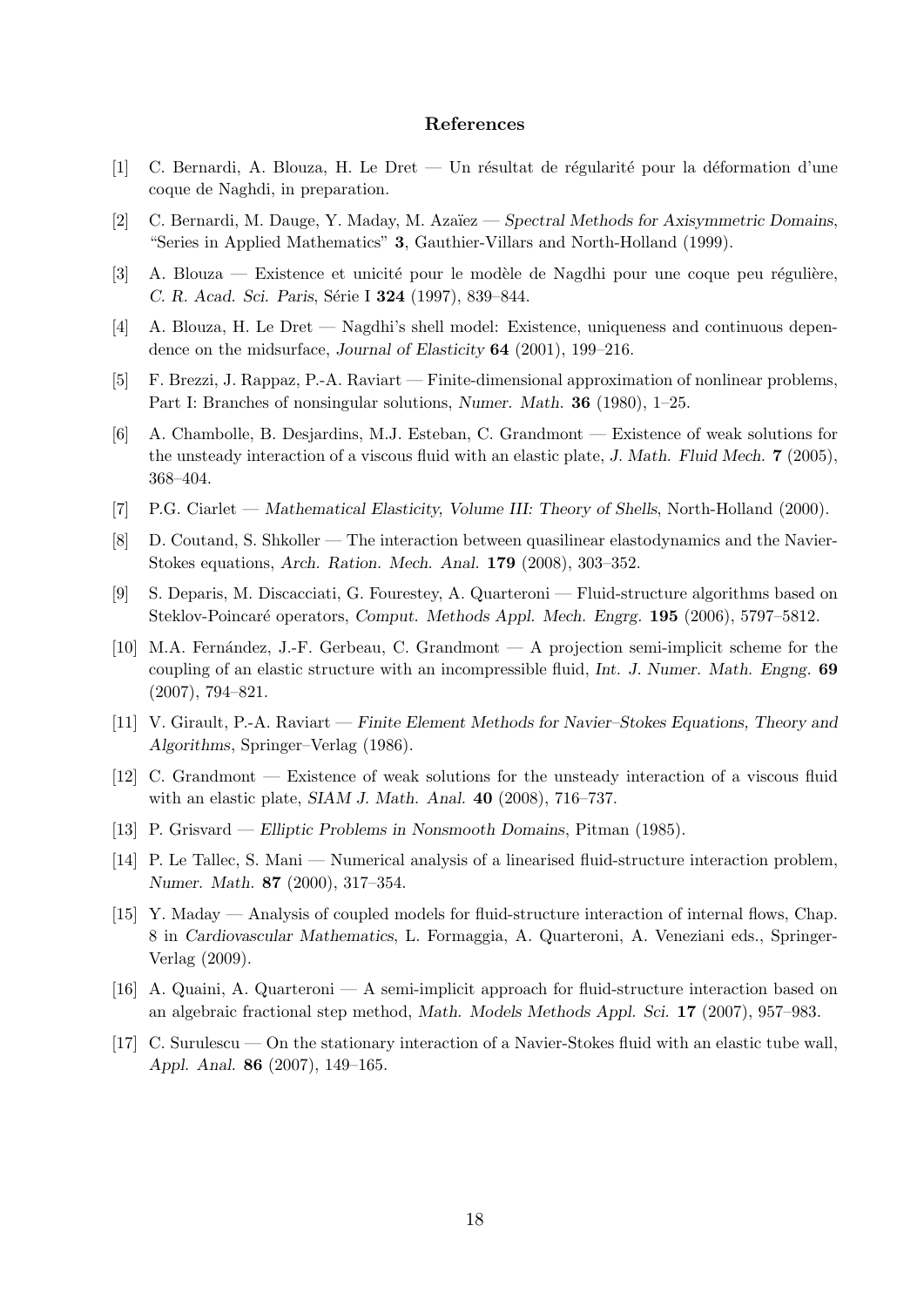## References

[1] C. Bernardi, A. Blouza, H. Le Dret — Un résultat de régularité pour la déformation d'une coque de Naghdi, in preparation.

[2] C. Bernardi, M. Dauge, Y. Maday, M. Azaïez — *Spectral Methods for Axisymmetric Domains*, "Series in Applied Mathematics" **3**, Gauthier-Villars and North-Holland (1999).

[3] A. Blouza — Existence et unicité pour le modèle de Nagdhi pour une coque peu régulière, *C. R. Acad. Sci. Paris*, Série I **324** (1997), 839–844.

[4] A. Blouza, H. Le Dret — Nagdhi's shell model: Existence, uniqueness and continuous dependence on the midsurface, *Journal of Elasticity* **64** (2001), 199–216.

[5] F. Brezzi, J. Rappaz, P.-A. Raviart — Finite-dimensional approximation of nonlinear problems, Part I: Branches of nonsingular solutions, *Numer. Math.* **36** (1980), 1–25.

[6] A. Chambolle, B. Desjardins, M.J. Esteban, C. Grandmont — Existence of weak solutions for the unsteady interaction of a viscous fluid with an elastic plate, *J. Math. Fluid Mech.* **7** (2005), 368–404.

[7] P.G. Ciarlet — *Mathematical Elasticity, Volume III: Theory of Shells*, North-Holland (2000).

[8] D. Coutand, S. Shkoller — The interaction between quasilinear elastodynamics and the Navier-Stokes equations, *Arch. Ration. Mech. Anal.* **179** (2008), 303–352.

[9] S. Deparis, M. Discacciati, G. Fourestey, A. Quarteroni — Fluid-structure algorithms based on Steklov-Poincaré operators, *Comput. Methods Appl. Mech. Engrg.* **195** (2006), 5797–5812.

[10] M.A. Fernández, J.-F. Gerbeau, C. Grandmont — A projection semi-implicit scheme for the coupling of an elastic structure with an incompressible fluid, *Int. J. Numer. Math. Engng.* **69** (2007), 794–821.

[11] V. Girault, P.-A. Raviart — *Finite Element Methods for Navier–Stokes Equations, Theory and Algorithms*, Springer–Verlag (1986).

[12] C. Grandmont — Existence of weak solutions for the unsteady interaction of a viscous fluid with an elastic plate, *SIAM J. Math. Anal.* **40** (2008), 716–737.

[13] P. Grisvard — *Elliptic Problems in Nonsmooth Domains*, Pitman (1985).

[14] P. Le Tallec, S. Mani — Numerical analysis of a linearised fluid-structure interaction problem, *Numer. Math.* **87** (2000), 317–354.

[15] Y. Maday — Analysis of coupled models for fluid-structure interaction of internal flows, Chap. 8 in *Cardiovascular Mathematics*, L. Formaggia, A. Quarteroni, A. Veneziani eds., Springer-Verlag (2009).

[16] A. Quaini, A. Quarteroni — A semi-implicit approach for fluid-structure interaction based on an algebraic fractional step method, *Math. Models Methods Appl. Sci.* **17** (2007), 957–983.

[17] C. Surulescu — On the stationary interaction of a Navier-Stokes fluid with an elastic tube wall, *Appl. Anal.* **86** (2007), 149–165.